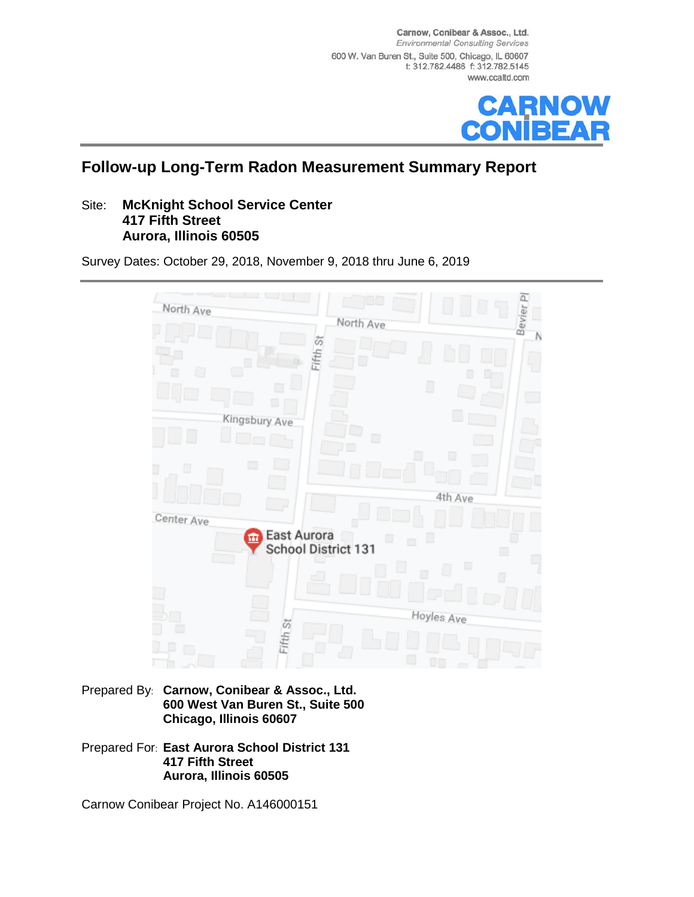Carnow, Conibear & Assoc., Ltd.
*Environmental Consulting Services*
600 W. Van Buren St., Suite 500, Chicago, IL 60607
t: 312.782.4486 f: 312.782.5145
www.ccaltd.com

**CARNOW CONIBEAR**

## Follow-up Long-Term Radon Measurement Summary Report

Site: **McKnight School Service Center**
**417 Fifth Street**
**Aurora, Illinois 60505**

Survey Dates: October 29, 2018, November 9, 2018 thru June 6, 2019

Prepared By: **Carnow, Conibear & Assoc., Ltd.**
**600 West Van Buren St., Suite 500**
**Chicago, Illinois 60607**

Prepared For: **East Aurora School District 131**
**417 Fifth Street**
**Aurora, Illinois 60505**

Carnow Conibear Project No. A146000151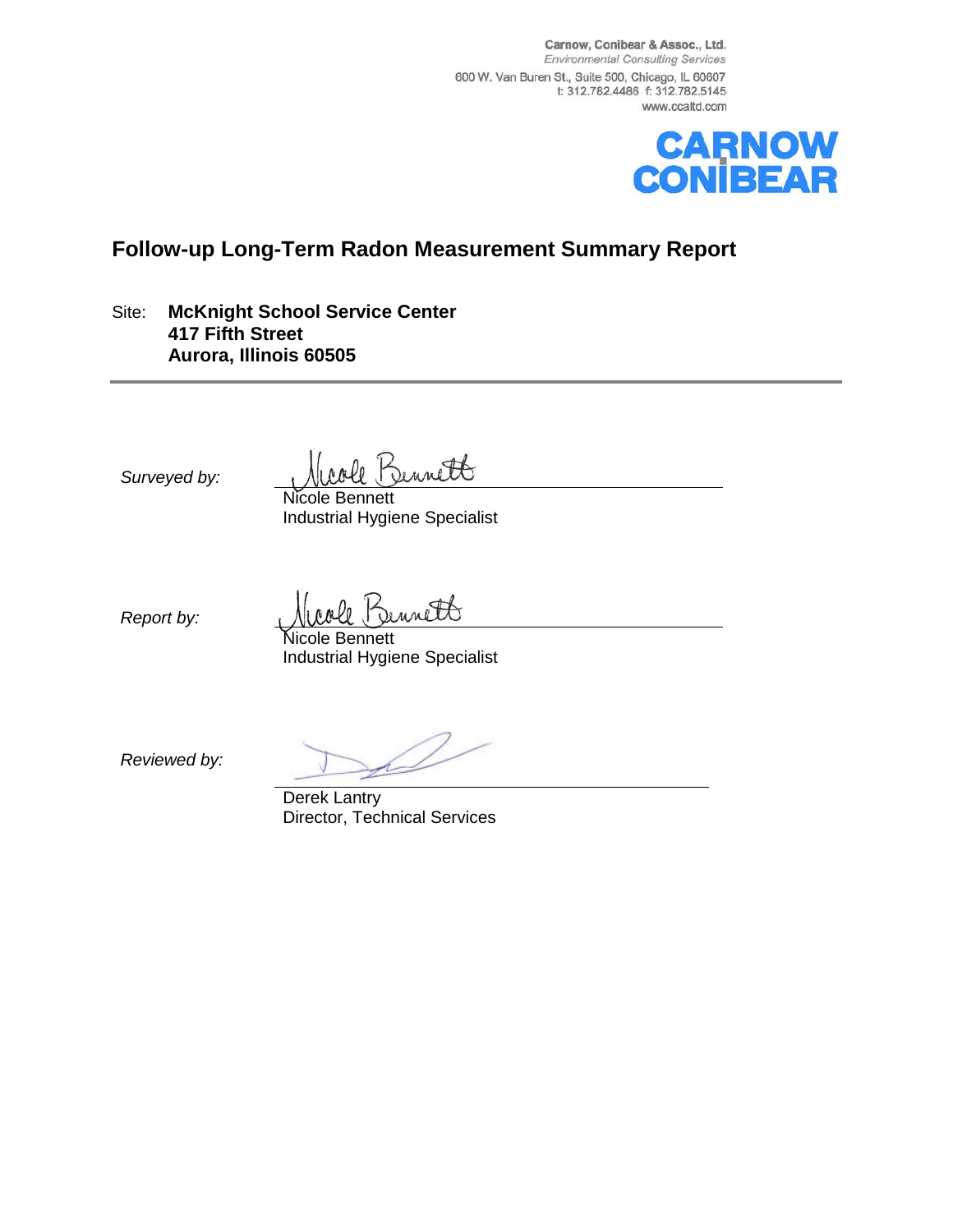Carnow, Conibear & Assoc., Ltd.
*Environmental Consulting Services*
600 W. Van Buren St., Suite 500, Chicago, IL 60607
t: 312.782.4486 f: 312.782.5145
www.ccaltd.com

CARNOW CONIBEAR

## Follow-up Long-Term Radon Measurement Summary Report

Site: **McKnight School Service Center**
**417 Fifth Street**
**Aurora, Illinois 60505**

---

*Surveyed by:*

Nicole Bennett
Industrial Hygiene Specialist

*Report by:*

Nicole Bennett
Industrial Hygiene Specialist

*Reviewed by:*

Derek Lantry
Director, Technical Services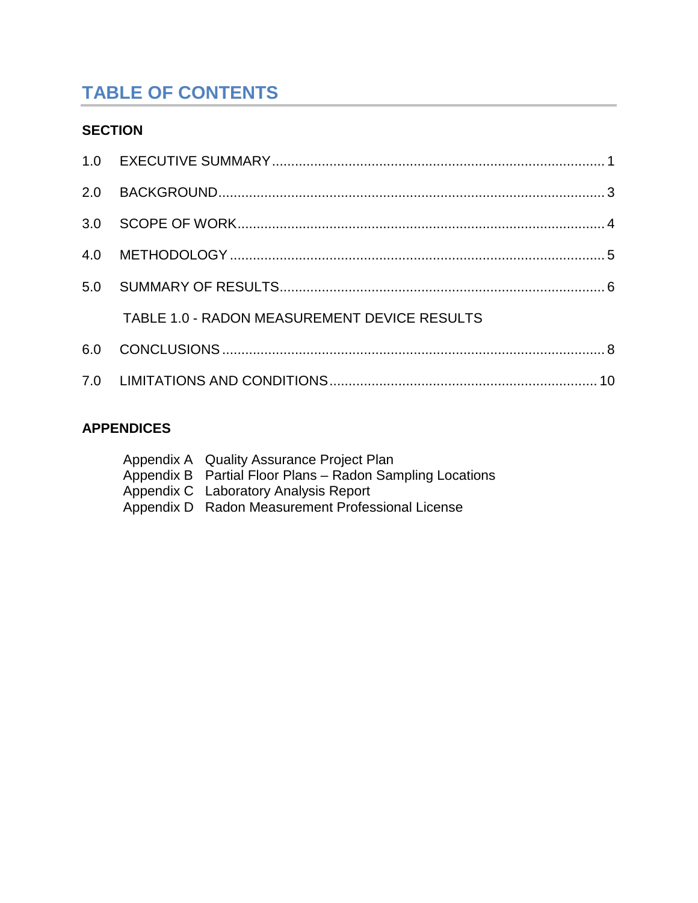# TABLE OF CONTENTS

**SECTION**

| | | |
|---|---|---|
| 1.0 | EXECUTIVE SUMMARY | 1 |
| 2.0 | BACKGROUND | 3 |
| 3.0 | SCOPE OF WORK | 4 |
| 4.0 | METHODOLOGY | 5 |
| 5.0 | SUMMARY OF RESULTS | 6 |
| | TABLE 1.0 - RADON MEASUREMENT DEVICE RESULTS | |
| 6.0 | CONCLUSIONS | 8 |
| 7.0 | LIMITATIONS AND CONDITIONS | 10 |

**APPENDICES**

Appendix A Quality Assurance Project Plan
Appendix B Partial Floor Plans – Radon Sampling Locations
Appendix C Laboratory Analysis Report
Appendix D Radon Measurement Professional License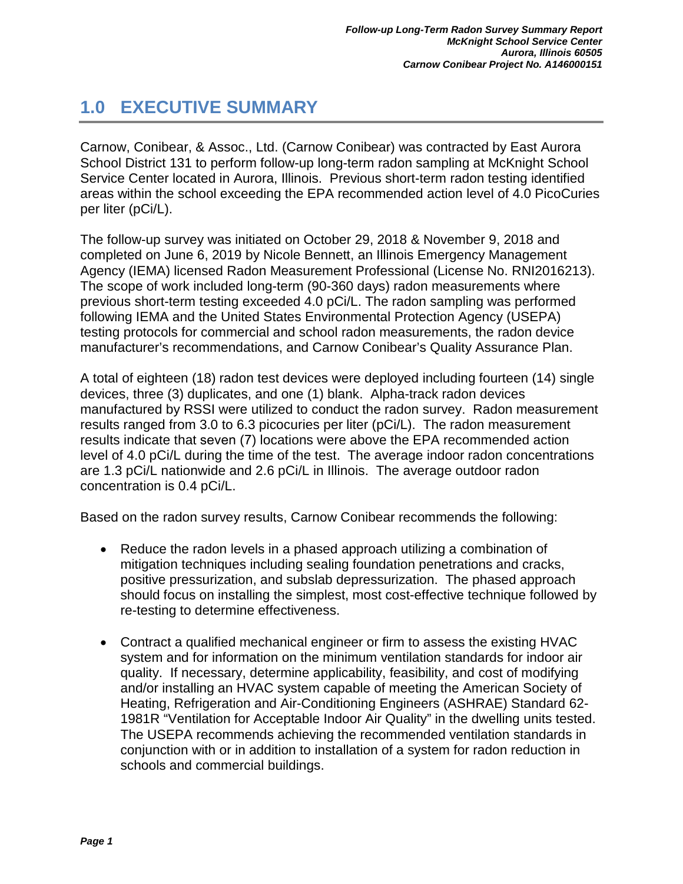# 1.0 EXECUTIVE SUMMARY

Carnow, Conibear, & Assoc., Ltd. (Carnow Conibear) was contracted by East Aurora School District 131 to perform follow-up long-term radon sampling at McKnight School Service Center located in Aurora, Illinois. Previous short-term radon testing identified areas within the school exceeding the EPA recommended action level of 4.0 PicoCuries per liter (pCi/L).

The follow-up survey was initiated on October 29, 2018 & November 9, 2018 and completed on June 6, 2019 by Nicole Bennett, an Illinois Emergency Management Agency (IEMA) licensed Radon Measurement Professional (License No. RNI2016213). The scope of work included long-term (90-360 days) radon measurements where previous short-term testing exceeded 4.0 pCi/L. The radon sampling was performed following IEMA and the United States Environmental Protection Agency (USEPA) testing protocols for commercial and school radon measurements, the radon device manufacturer's recommendations, and Carnow Conibear's Quality Assurance Plan.

A total of eighteen (18) radon test devices were deployed including fourteen (14) single devices, three (3) duplicates, and one (1) blank. Alpha-track radon devices manufactured by RSSI were utilized to conduct the radon survey. Radon measurement results ranged from 3.0 to 6.3 picocuries per liter (pCi/L). The radon measurement results indicate that seven (7) locations were above the EPA recommended action level of 4.0 pCi/L during the time of the test. The average indoor radon concentrations are 1.3 pCi/L nationwide and 2.6 pCi/L in Illinois. The average outdoor radon concentration is 0.4 pCi/L.

Based on the radon survey results, Carnow Conibear recommends the following:

- Reduce the radon levels in a phased approach utilizing a combination of mitigation techniques including sealing foundation penetrations and cracks, positive pressurization, and subslab depressurization. The phased approach should focus on installing the simplest, most cost-effective technique followed by re-testing to determine effectiveness.

- Contract a qualified mechanical engineer or firm to assess the existing HVAC system and for information on the minimum ventilation standards for indoor air quality. If necessary, determine applicability, feasibility, and cost of modifying and/or installing an HVAC system capable of meeting the American Society of Heating, Refrigeration and Air-Conditioning Engineers (ASHRAE) Standard 62-1981R "Ventilation for Acceptable Indoor Air Quality" in the dwelling units tested. The USEPA recommends achieving the recommended ventilation standards in conjunction with or in addition to installation of a system for radon reduction in schools and commercial buildings.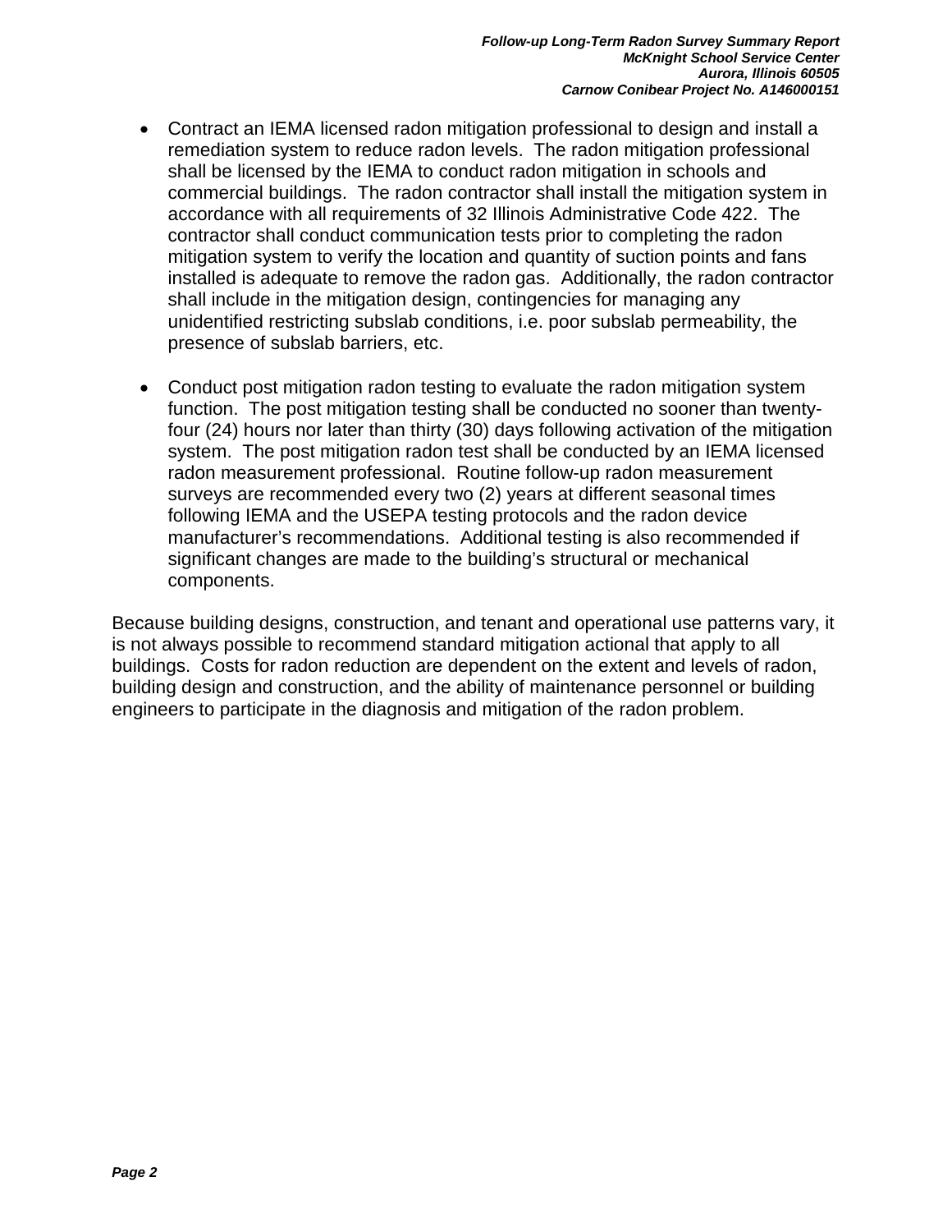- Contract an IEMA licensed radon mitigation professional to design and install a remediation system to reduce radon levels. The radon mitigation professional shall be licensed by the IEMA to conduct radon mitigation in schools and commercial buildings. The radon contractor shall install the mitigation system in accordance with all requirements of 32 Illinois Administrative Code 422. The contractor shall conduct communication tests prior to completing the radon mitigation system to verify the location and quantity of suction points and fans installed is adequate to remove the radon gas. Additionally, the radon contractor shall include in the mitigation design, contingencies for managing any unidentified restricting subslab conditions, i.e. poor subslab permeability, the presence of subslab barriers, etc.

- Conduct post mitigation radon testing to evaluate the radon mitigation system function. The post mitigation testing shall be conducted no sooner than twenty-four (24) hours nor later than thirty (30) days following activation of the mitigation system. The post mitigation radon test shall be conducted by an IEMA licensed radon measurement professional. Routine follow-up radon measurement surveys are recommended every two (2) years at different seasonal times following IEMA and the USEPA testing protocols and the radon device manufacturer's recommendations. Additional testing is also recommended if significant changes are made to the building's structural or mechanical components.

Because building designs, construction, and tenant and operational use patterns vary, it is not always possible to recommend standard mitigation actional that apply to all buildings. Costs for radon reduction are dependent on the extent and levels of radon, building design and construction, and the ability of maintenance personnel or building engineers to participate in the diagnosis and mitigation of the radon problem.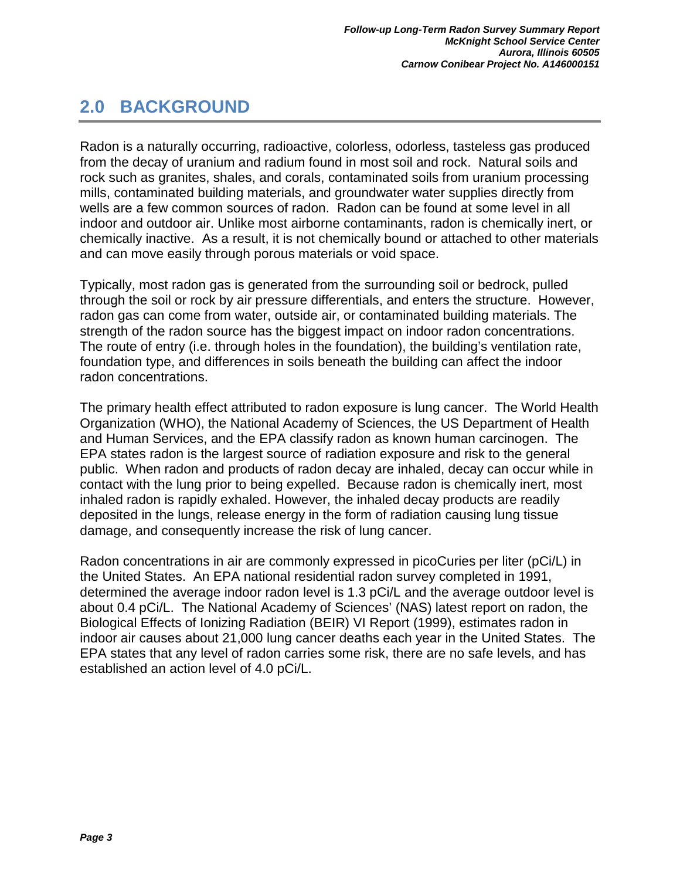## 2.0 BACKGROUND

Radon is a naturally occurring, radioactive, colorless, odorless, tasteless gas produced from the decay of uranium and radium found in most soil and rock. Natural soils and rock such as granites, shales, and corals, contaminated soils from uranium processing mills, contaminated building materials, and groundwater water supplies directly from wells are a few common sources of radon. Radon can be found at some level in all indoor and outdoor air. Unlike most airborne contaminants, radon is chemically inert, or chemically inactive. As a result, it is not chemically bound or attached to other materials and can move easily through porous materials or void space.

Typically, most radon gas is generated from the surrounding soil or bedrock, pulled through the soil or rock by air pressure differentials, and enters the structure. However, radon gas can come from water, outside air, or contaminated building materials. The strength of the radon source has the biggest impact on indoor radon concentrations. The route of entry (i.e. through holes in the foundation), the building's ventilation rate, foundation type, and differences in soils beneath the building can affect the indoor radon concentrations.

The primary health effect attributed to radon exposure is lung cancer. The World Health Organization (WHO), the National Academy of Sciences, the US Department of Health and Human Services, and the EPA classify radon as known human carcinogen. The EPA states radon is the largest source of radiation exposure and risk to the general public. When radon and products of radon decay are inhaled, decay can occur while in contact with the lung prior to being expelled. Because radon is chemically inert, most inhaled radon is rapidly exhaled. However, the inhaled decay products are readily deposited in the lungs, release energy in the form of radiation causing lung tissue damage, and consequently increase the risk of lung cancer.

Radon concentrations in air are commonly expressed in picoCuries per liter (pCi/L) in the United States. An EPA national residential radon survey completed in 1991, determined the average indoor radon level is 1.3 pCi/L and the average outdoor level is about 0.4 pCi/L. The National Academy of Sciences' (NAS) latest report on radon, the Biological Effects of Ionizing Radiation (BEIR) VI Report (1999), estimates radon in indoor air causes about 21,000 lung cancer deaths each year in the United States. The EPA states that any level of radon carries some risk, there are no safe levels, and has established an action level of 4.0 pCi/L.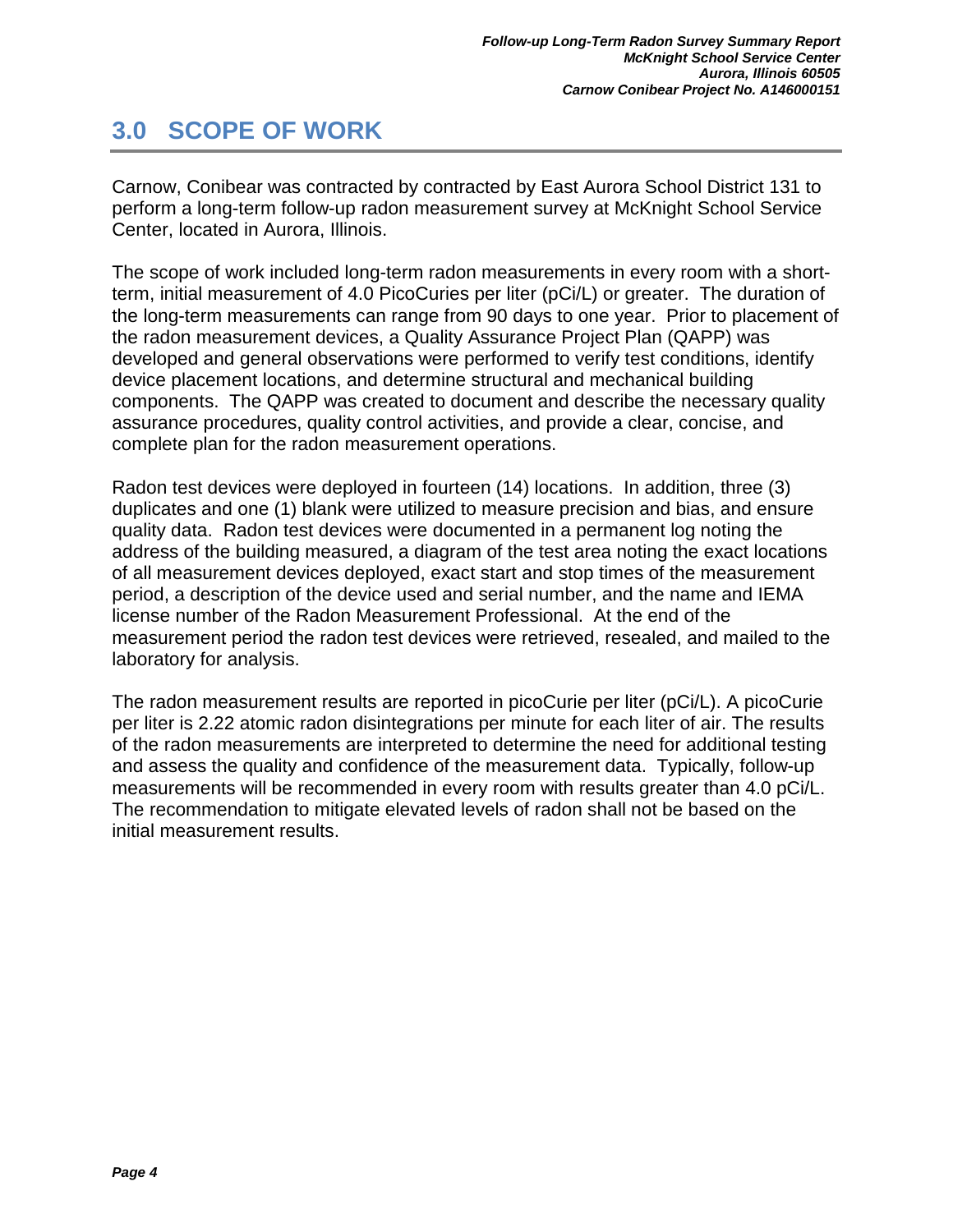# 3.0 SCOPE OF WORK

Carnow, Conibear was contracted by contracted by East Aurora School District 131 to perform a long-term follow-up radon measurement survey at McKnight School Service Center, located in Aurora, Illinois.

The scope of work included long-term radon measurements in every room with a short-term, initial measurement of 4.0 PicoCuries per liter (pCi/L) or greater. The duration of the long-term measurements can range from 90 days to one year. Prior to placement of the radon measurement devices, a Quality Assurance Project Plan (QAPP) was developed and general observations were performed to verify test conditions, identify device placement locations, and determine structural and mechanical building components. The QAPP was created to document and describe the necessary quality assurance procedures, quality control activities, and provide a clear, concise, and complete plan for the radon measurement operations.

Radon test devices were deployed in fourteen (14) locations. In addition, three (3) duplicates and one (1) blank were utilized to measure precision and bias, and ensure quality data. Radon test devices were documented in a permanent log noting the address of the building measured, a diagram of the test area noting the exact locations of all measurement devices deployed, exact start and stop times of the measurement period, a description of the device used and serial number, and the name and IEMA license number of the Radon Measurement Professional. At the end of the measurement period the radon test devices were retrieved, resealed, and mailed to the laboratory for analysis.

The radon measurement results are reported in picoCurie per liter (pCi/L). A picoCurie per liter is 2.22 atomic radon disintegrations per minute for each liter of air. The results of the radon measurements are interpreted to determine the need for additional testing and assess the quality and confidence of the measurement data. Typically, follow-up measurements will be recommended in every room with results greater than 4.0 pCi/L. The recommendation to mitigate elevated levels of radon shall not be based on the initial measurement results.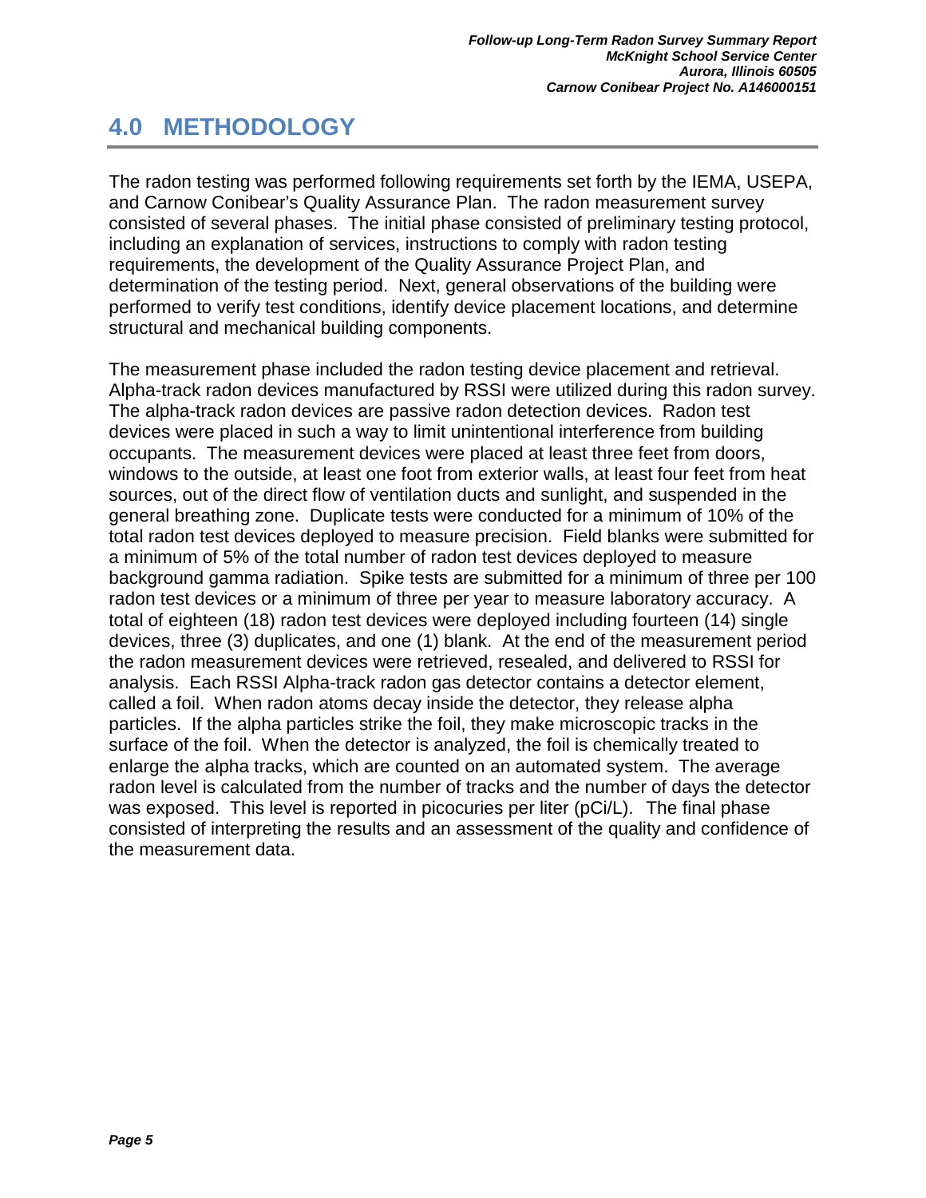# 4.0 METHODOLOGY

The radon testing was performed following requirements set forth by the IEMA, USEPA, and Carnow Conibear's Quality Assurance Plan. The radon measurement survey consisted of several phases. The initial phase consisted of preliminary testing protocol, including an explanation of services, instructions to comply with radon testing requirements, the development of the Quality Assurance Project Plan, and determination of the testing period. Next, general observations of the building were performed to verify test conditions, identify device placement locations, and determine structural and mechanical building components.

The measurement phase included the radon testing device placement and retrieval. Alpha-track radon devices manufactured by RSSI were utilized during this radon survey. The alpha-track radon devices are passive radon detection devices. Radon test devices were placed in such a way to limit unintentional interference from building occupants. The measurement devices were placed at least three feet from doors, windows to the outside, at least one foot from exterior walls, at least four feet from heat sources, out of the direct flow of ventilation ducts and sunlight, and suspended in the general breathing zone. Duplicate tests were conducted for a minimum of 10% of the total radon test devices deployed to measure precision. Field blanks were submitted for a minimum of 5% of the total number of radon test devices deployed to measure background gamma radiation. Spike tests are submitted for a minimum of three per 100 radon test devices or a minimum of three per year to measure laboratory accuracy. A total of eighteen (18) radon test devices were deployed including fourteen (14) single devices, three (3) duplicates, and one (1) blank. At the end of the measurement period the radon measurement devices were retrieved, resealed, and delivered to RSSI for analysis. Each RSSI Alpha-track radon gas detector contains a detector element, called a foil. When radon atoms decay inside the detector, they release alpha particles. If the alpha particles strike the foil, they make microscopic tracks in the surface of the foil. When the detector is analyzed, the foil is chemically treated to enlarge the alpha tracks, which are counted on an automated system. The average radon level is calculated from the number of tracks and the number of days the detector was exposed. This level is reported in picocuries per liter (pCi/L). The final phase consisted of interpreting the results and an assessment of the quality and confidence of the measurement data.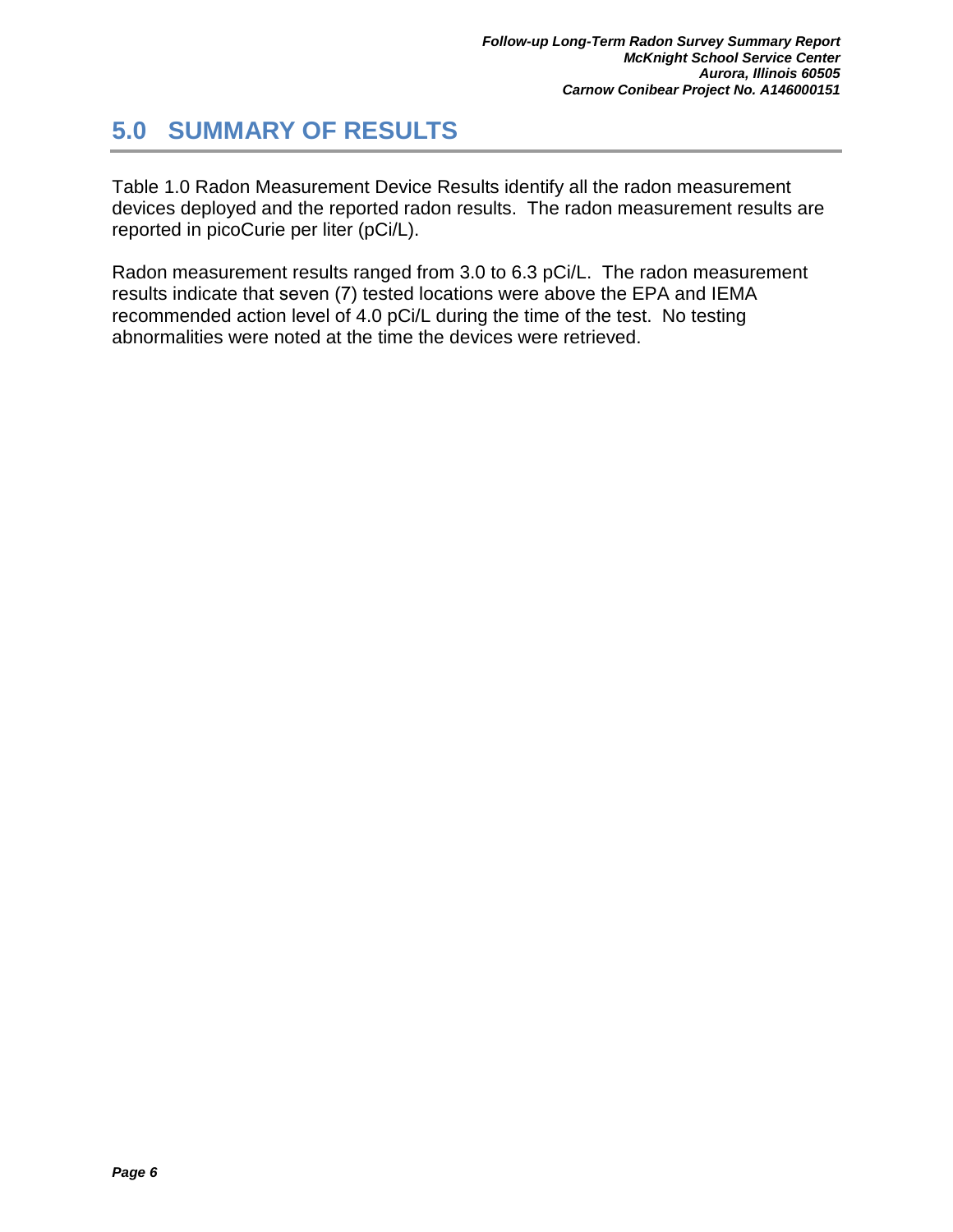# 5.0 SUMMARY OF RESULTS

Table 1.0 Radon Measurement Device Results identify all the radon measurement devices deployed and the reported radon results. The radon measurement results are reported in picoCurie per liter (pCi/L).

Radon measurement results ranged from 3.0 to 6.3 pCi/L. The radon measurement results indicate that seven (7) tested locations were above the EPA and IEMA recommended action level of 4.0 pCi/L during the time of the test. No testing abnormalities were noted at the time the devices were retrieved.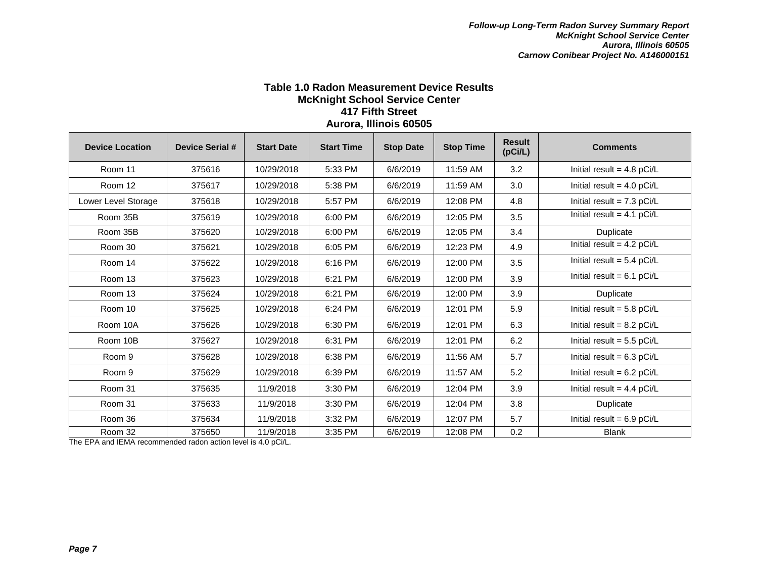### Table 1.0 Radon Measurement Device Results
### McKnight School Service Center
### 417 Fifth Street
### Aurora, Illinois 60505

| Device Location | Device Serial # | Start Date | Start Time | Stop Date | Stop Time | Result (pCi/L) | Comments |
|---|---|---|---|---|---|---|---|
| Room 11 | 375616 | 10/29/2018 | 5:33 PM | 6/6/2019 | 11:59 AM | 3.2 | Initial result = 4.8 pCi/L |
| Room 12 | 375617 | 10/29/2018 | 5:38 PM | 6/6/2019 | 11:59 AM | 3.0 | Initial result = 4.0 pCi/L |
| Lower Level Storage | 375618 | 10/29/2018 | 5:57 PM | 6/6/2019 | 12:08 PM | 4.8 | Initial result = 7.3 pCi/L |
| Room 35B | 375619 | 10/29/2018 | 6:00 PM | 6/6/2019 | 12:05 PM | 3.5 | Initial result = 4.1 pCi/L |
| Room 35B | 375620 | 10/29/2018 | 6:00 PM | 6/6/2019 | 12:05 PM | 3.4 | Duplicate |
| Room 30 | 375621 | 10/29/2018 | 6:05 PM | 6/6/2019 | 12:23 PM | 4.9 | Initial result = 4.2 pCi/L |
| Room 14 | 375622 | 10/29/2018 | 6:16 PM | 6/6/2019 | 12:00 PM | 3.5 | Initial result = 5.4 pCi/L |
| Room 13 | 375623 | 10/29/2018 | 6:21 PM | 6/6/2019 | 12:00 PM | 3.9 | Initial result = 6.1 pCi/L |
| Room 13 | 375624 | 10/29/2018 | 6:21 PM | 6/6/2019 | 12:00 PM | 3.9 | Duplicate |
| Room 10 | 375625 | 10/29/2018 | 6:24 PM | 6/6/2019 | 12:01 PM | 5.9 | Initial result = 5.8 pCi/L |
| Room 10A | 375626 | 10/29/2018 | 6:30 PM | 6/6/2019 | 12:01 PM | 6.3 | Initial result = 8.2 pCi/L |
| Room 10B | 375627 | 10/29/2018 | 6:31 PM | 6/6/2019 | 12:01 PM | 6.2 | Initial result = 5.5 pCi/L |
| Room 9 | 375628 | 10/29/2018 | 6:38 PM | 6/6/2019 | 11:56 AM | 5.7 | Initial result = 6.3 pCi/L |
| Room 9 | 375629 | 10/29/2018 | 6:39 PM | 6/6/2019 | 11:57 AM | 5.2 | Initial result = 6.2 pCi/L |
| Room 31 | 375635 | 11/9/2018 | 3:30 PM | 6/6/2019 | 12:04 PM | 3.9 | Initial result = 4.4 pCi/L |
| Room 31 | 375633 | 11/9/2018 | 3:30 PM | 6/6/2019 | 12:04 PM | 3.8 | Duplicate |
| Room 36 | 375634 | 11/9/2018 | 3:32 PM | 6/6/2019 | 12:07 PM | 5.7 | Initial result = 6.9 pCi/L |
| Room 32 | 375650 | 11/9/2018 | 3:35 PM | 6/6/2019 | 12:08 PM | 0.2 | Blank |

The EPA and IEMA recommended radon action level is 4.0 pCi/L.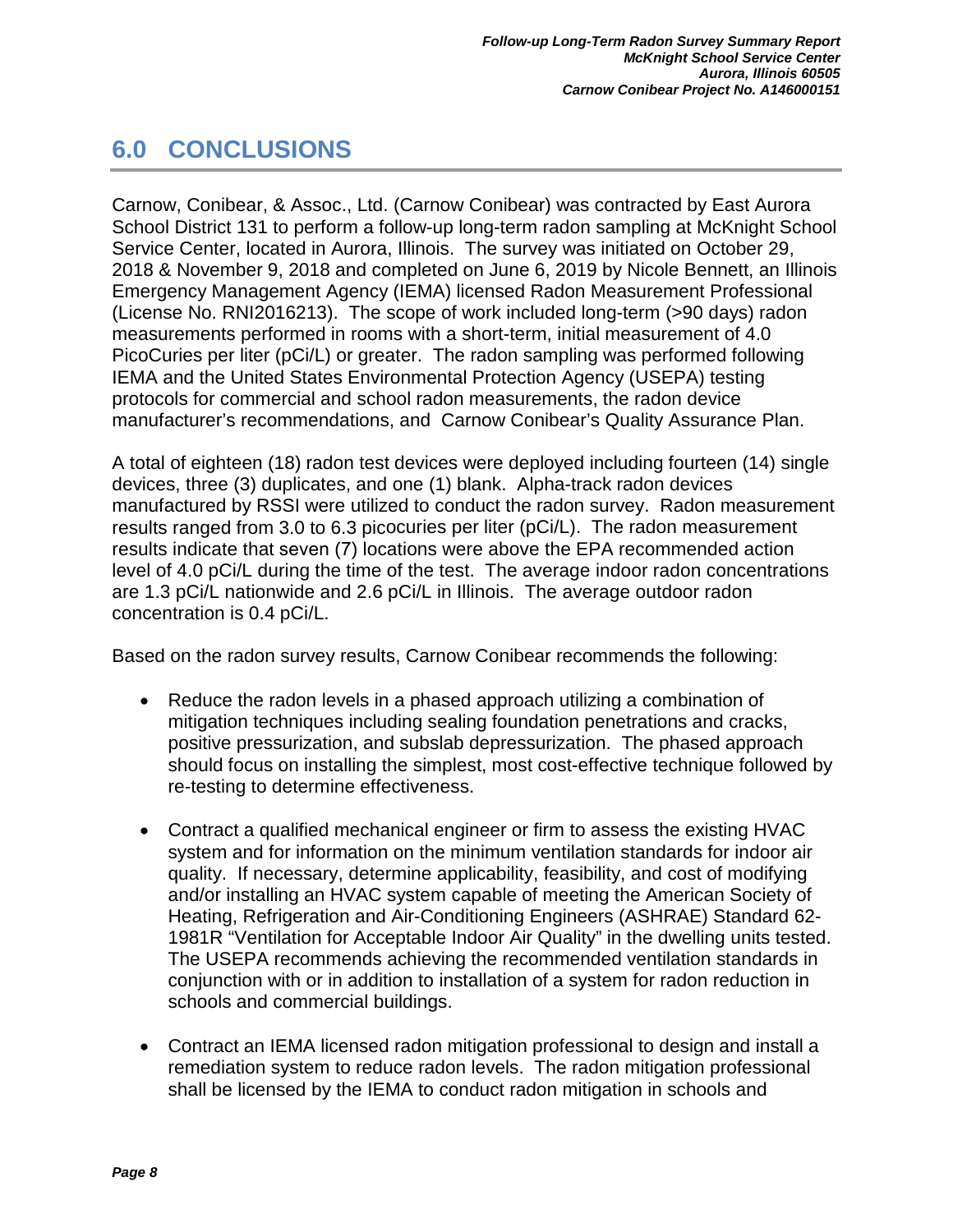## 6.0 CONCLUSIONS

Carnow, Conibear, & Assoc., Ltd. (Carnow Conibear) was contracted by East Aurora School District 131 to perform a follow-up long-term radon sampling at McKnight School Service Center, located in Aurora, Illinois. The survey was initiated on October 29, 2018 & November 9, 2018 and completed on June 6, 2019 by Nicole Bennett, an Illinois Emergency Management Agency (IEMA) licensed Radon Measurement Professional (License No. RNI2016213). The scope of work included long-term (>90 days) radon measurements performed in rooms with a short-term, initial measurement of 4.0 PicoCuries per liter (pCi/L) or greater. The radon sampling was performed following IEMA and the United States Environmental Protection Agency (USEPA) testing protocols for commercial and school radon measurements, the radon device manufacturer's recommendations, and Carnow Conibear's Quality Assurance Plan.

A total of eighteen (18) radon test devices were deployed including fourteen (14) single devices, three (3) duplicates, and one (1) blank. Alpha-track radon devices manufactured by RSSI were utilized to conduct the radon survey. Radon measurement results ranged from 3.0 to 6.3 picocuries per liter (pCi/L). The radon measurement results indicate that seven (7) locations were above the EPA recommended action level of 4.0 pCi/L during the time of the test. The average indoor radon concentrations are 1.3 pCi/L nationwide and 2.6 pCi/L in Illinois. The average outdoor radon concentration is 0.4 pCi/L.

Based on the radon survey results, Carnow Conibear recommends the following:

- Reduce the radon levels in a phased approach utilizing a combination of mitigation techniques including sealing foundation penetrations and cracks, positive pressurization, and subslab depressurization. The phased approach should focus on installing the simplest, most cost-effective technique followed by re-testing to determine effectiveness.

- Contract a qualified mechanical engineer or firm to assess the existing HVAC system and for information on the minimum ventilation standards for indoor air quality. If necessary, determine applicability, feasibility, and cost of modifying and/or installing an HVAC system capable of meeting the American Society of Heating, Refrigeration and Air-Conditioning Engineers (ASHRAE) Standard 62-1981R "Ventilation for Acceptable Indoor Air Quality" in the dwelling units tested. The USEPA recommends achieving the recommended ventilation standards in conjunction with or in addition to installation of a system for radon reduction in schools and commercial buildings.

- Contract an IEMA licensed radon mitigation professional to design and install a remediation system to reduce radon levels. The radon mitigation professional shall be licensed by the IEMA to conduct radon mitigation in schools and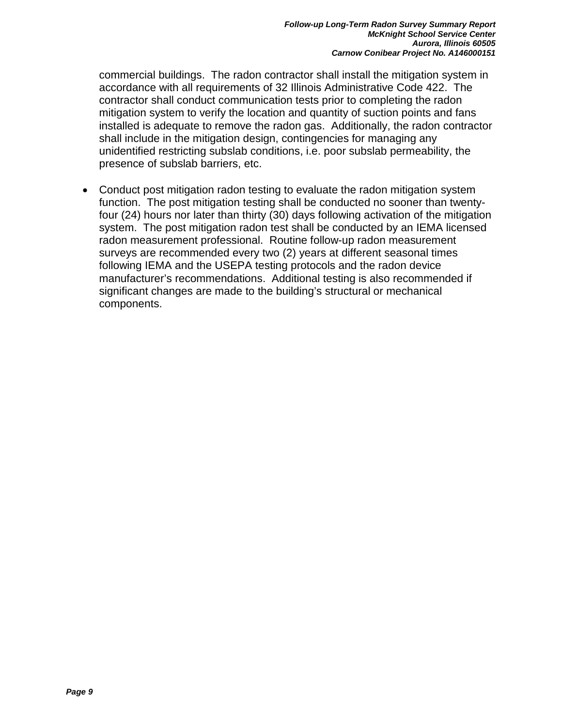commercial buildings. The radon contractor shall install the mitigation system in accordance with all requirements of 32 Illinois Administrative Code 422. The contractor shall conduct communication tests prior to completing the radon mitigation system to verify the location and quantity of suction points and fans installed is adequate to remove the radon gas. Additionally, the radon contractor shall include in the mitigation design, contingencies for managing any unidentified restricting subslab conditions, i.e. poor subslab permeability, the presence of subslab barriers, etc.

- Conduct post mitigation radon testing to evaluate the radon mitigation system function. The post mitigation testing shall be conducted no sooner than twenty-four (24) hours nor later than thirty (30) days following activation of the mitigation system. The post mitigation radon test shall be conducted by an IEMA licensed radon measurement professional. Routine follow-up radon measurement surveys are recommended every two (2) years at different seasonal times following IEMA and the USEPA testing protocols and the radon device manufacturer's recommendations. Additional testing is also recommended if significant changes are made to the building's structural or mechanical components.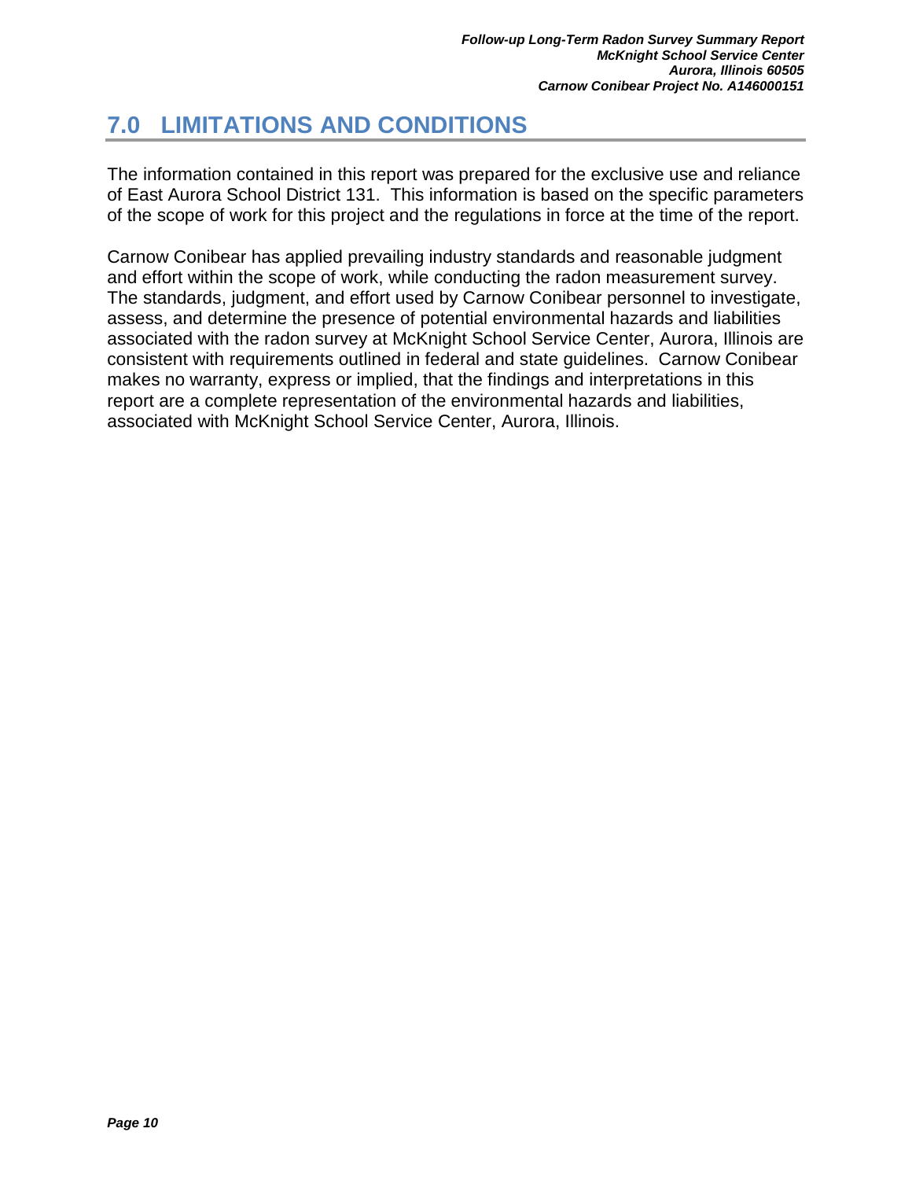# 7.0 LIMITATIONS AND CONDITIONS

The information contained in this report was prepared for the exclusive use and reliance of East Aurora School District 131. This information is based on the specific parameters of the scope of work for this project and the regulations in force at the time of the report.

Carnow Conibear has applied prevailing industry standards and reasonable judgment and effort within the scope of work, while conducting the radon measurement survey. The standards, judgment, and effort used by Carnow Conibear personnel to investigate, assess, and determine the presence of potential environmental hazards and liabilities associated with the radon survey at McKnight School Service Center, Aurora, Illinois are consistent with requirements outlined in federal and state guidelines. Carnow Conibear makes no warranty, express or implied, that the findings and interpretations in this report are a complete representation of the environmental hazards and liabilities, associated with McKnight School Service Center, Aurora, Illinois.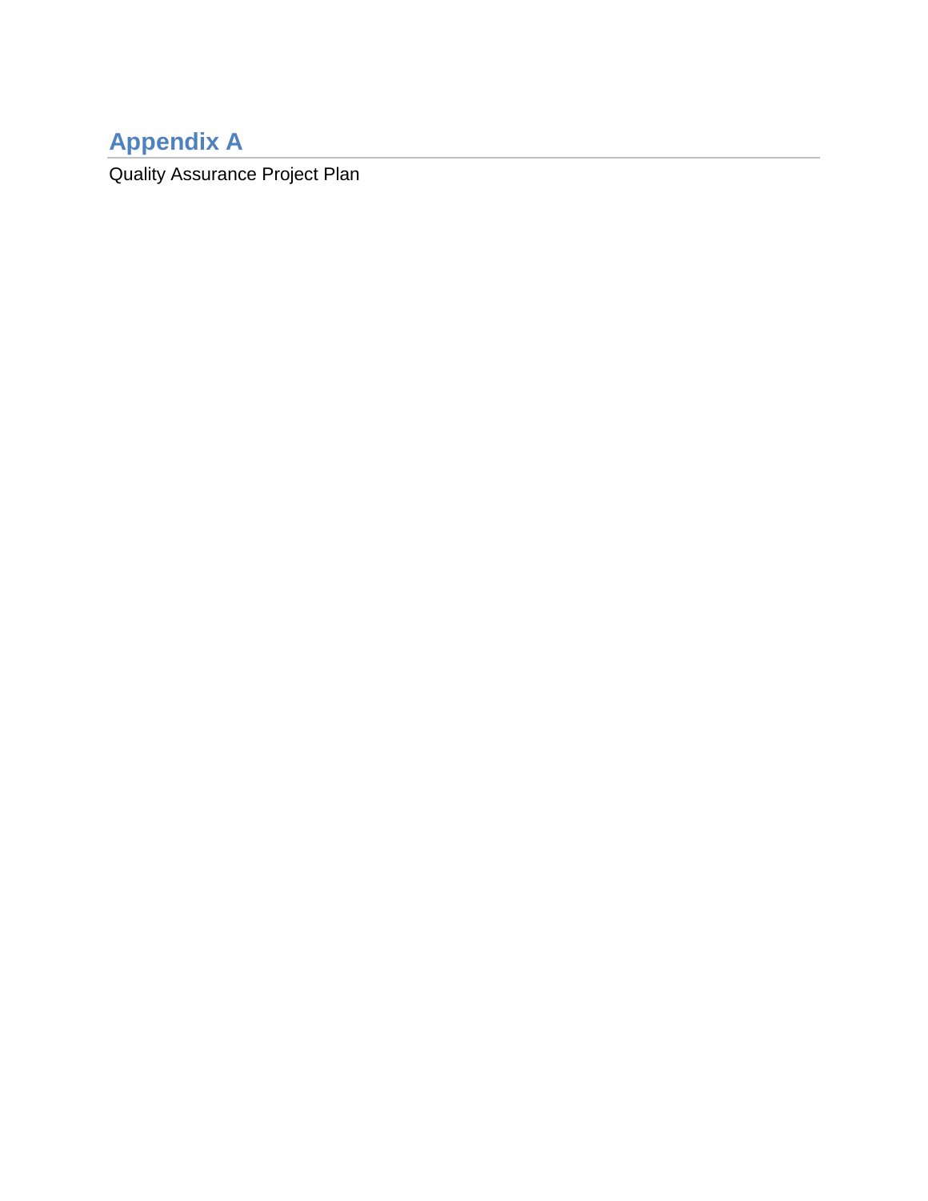# Appendix A

Quality Assurance Project Plan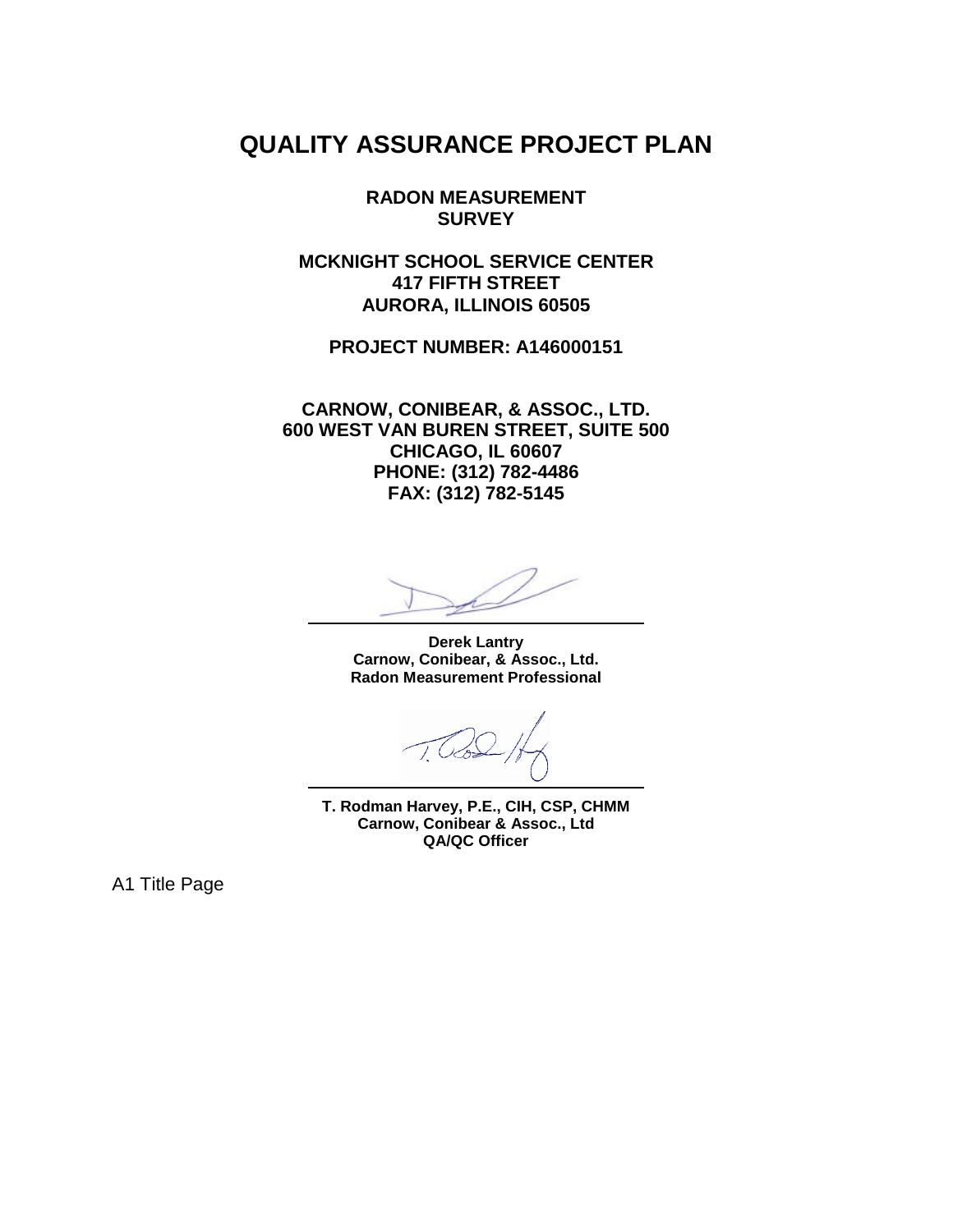# QUALITY ASSURANCE PROJECT PLAN

**RADON MEASUREMENT SURVEY**

**MCKNIGHT SCHOOL SERVICE CENTER**
**417 FIFTH STREET**
**AURORA, ILLINOIS 60505**

**PROJECT NUMBER: A146000151**

**CARNOW, CONIBEAR, & ASSOC., LTD.**
**600 WEST VAN BUREN STREET, SUITE 500**
**CHICAGO, IL 60607**
**PHONE: (312) 782-4486**
**FAX: (312) 782-5145**

**Derek Lantry**
**Carnow, Conibear, & Assoc., Ltd.**
**Radon Measurement Professional**

**T. Rodman Harvey, P.E., CIH, CSP, CHMM**
**Carnow, Conibear & Assoc., Ltd**
**QA/QC Officer**

A1 Title Page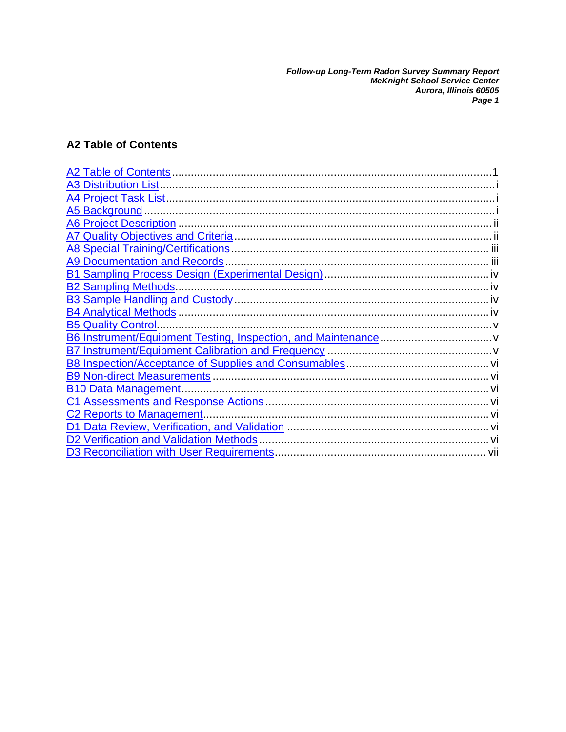## A2 Table of Contents

A2 Table of Contents .......... 1
A3 Distribution List .......... i
A4 Project Task List .......... i
A5 Background .......... i
A6 Project Description .......... ii
A7 Quality Objectives and Criteria .......... ii
A8 Special Training/Certifications .......... iii
A9 Documentation and Records .......... iii
B1 Sampling Process Design (Experimental Design) .......... iv
B2 Sampling Methods .......... iv
B3 Sample Handling and Custody .......... iv
B4 Analytical Methods .......... iv
B5 Quality Control .......... v
B6 Instrument/Equipment Testing, Inspection, and Maintenance .......... v
B7 Instrument/Equipment Calibration and Frequency .......... v
B8 Inspection/Acceptance of Supplies and Consumables .......... vi
B9 Non-direct Measurements .......... vi
B10 Data Management .......... vi
C1 Assessments and Response Actions .......... vi
C2 Reports to Management .......... vi
D1 Data Review, Verification, and Validation .......... vi
D2 Verification and Validation Methods .......... vi
D3 Reconciliation with User Requirements .......... vii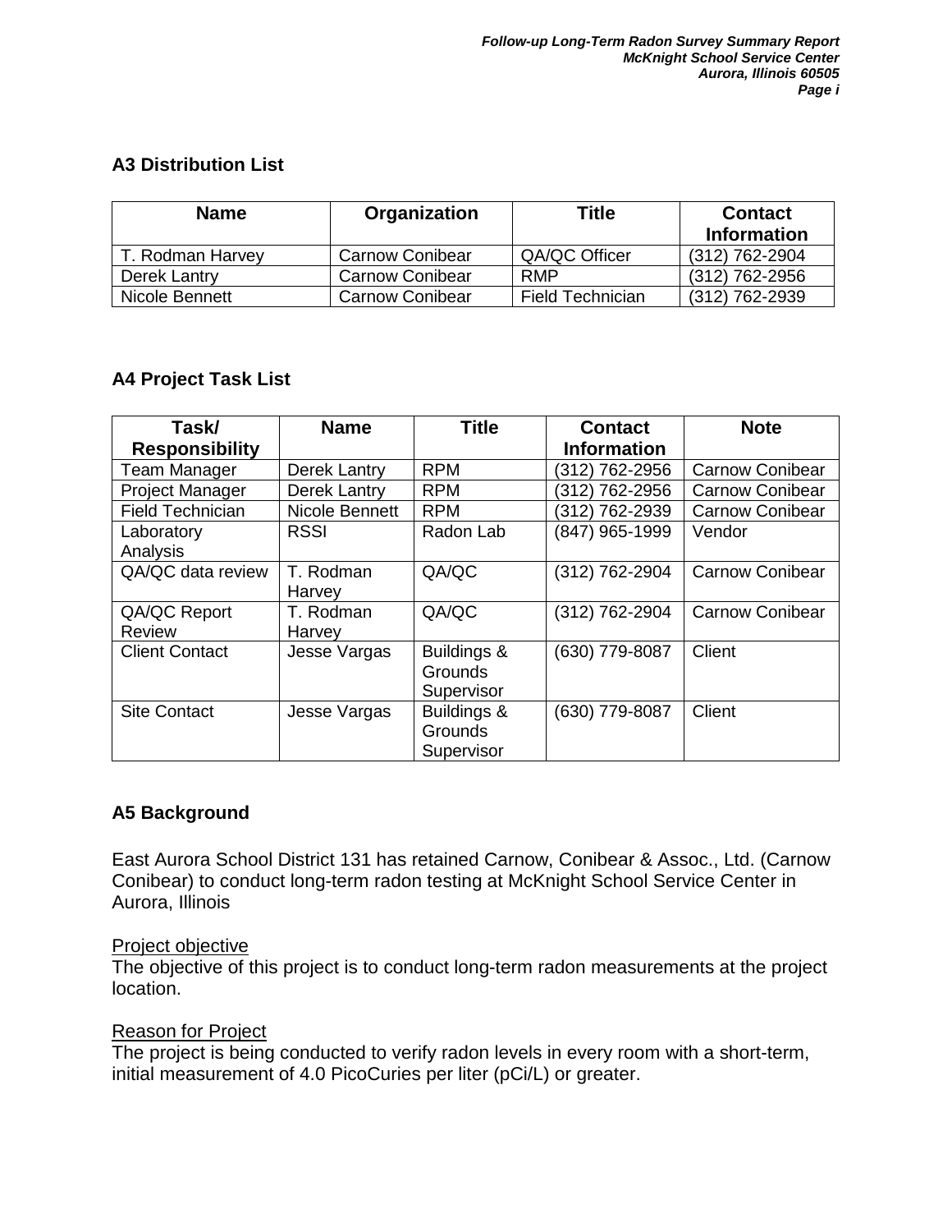## A3 Distribution List

| Name | Organization | Title | Contact Information |
|---|---|---|---|
| T. Rodman Harvey | Carnow Conibear | QA/QC Officer | (312) 762-2904 |
| Derek Lantry | Carnow Conibear | RMP | (312) 762-2956 |
| Nicole Bennett | Carnow Conibear | Field Technician | (312) 762-2939 |

## A4 Project Task List

| Task/ Responsibility | Name | Title | Contact Information | Note |
|---|---|---|---|---|
| Team Manager | Derek Lantry | RPM | (312) 762-2956 | Carnow Conibear |
| Project Manager | Derek Lantry | RPM | (312) 762-2956 | Carnow Conibear |
| Field Technician | Nicole Bennett | RPM | (312) 762-2939 | Carnow Conibear |
| Laboratory Analysis | RSSI | Radon Lab | (847) 965-1999 | Vendor |
| QA/QC data review | T. Rodman Harvey | QA/QC | (312) 762-2904 | Carnow Conibear |
| QA/QC Report Review | T. Rodman Harvey | QA/QC | (312) 762-2904 | Carnow Conibear |
| Client Contact | Jesse Vargas | Buildings & Grounds Supervisor | (630) 779-8087 | Client |
| Site Contact | Jesse Vargas | Buildings & Grounds Supervisor | (630) 779-8087 | Client |

## A5 Background

East Aurora School District 131 has retained Carnow, Conibear & Assoc., Ltd. (Carnow Conibear) to conduct long-term radon testing at McKnight School Service Center in Aurora, Illinois

Project objective
The objective of this project is to conduct long-term radon measurements at the project location.

Reason for Project
The project is being conducted to verify radon levels in every room with a short-term, initial measurement of 4.0 PicoCuries per liter (pCi/L) or greater.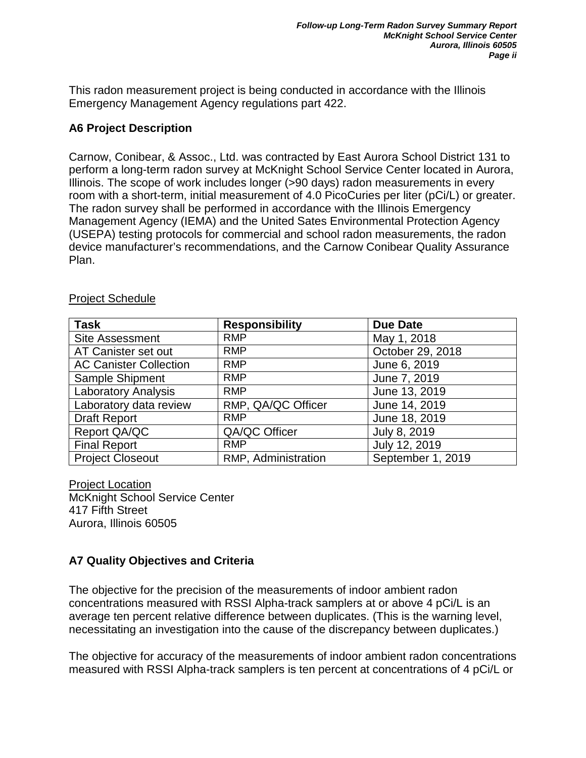This radon measurement project is being conducted in accordance with the Illinois Emergency Management Agency regulations part 422.

## A6 Project Description

Carnow, Conibear, & Assoc., Ltd. was contracted by East Aurora School District 131 to perform a long-term radon survey at McKnight School Service Center located in Aurora, Illinois. The scope of work includes longer (>90 days) radon measurements in every room with a short-term, initial measurement of 4.0 PicoCuries per liter (pCi/L) or greater. The radon survey shall be performed in accordance with the Illinois Emergency Management Agency (IEMA) and the United Sates Environmental Protection Agency (USEPA) testing protocols for commercial and school radon measurements, the radon device manufacturer's recommendations, and the Carnow Conibear Quality Assurance Plan.

Project Schedule

| Task | Responsibility | Due Date |
|---|---|---|
| Site Assessment | RMP | May 1, 2018 |
| AT Canister set out | RMP | October 29, 2018 |
| AC Canister Collection | RMP | June 6, 2019 |
| Sample Shipment | RMP | June 7, 2019 |
| Laboratory Analysis | RMP | June 13, 2019 |
| Laboratory data review | RMP, QA/QC Officer | June 14, 2019 |
| Draft Report | RMP | June 18, 2019 |
| Report QA/QC | QA/QC Officer | July 8, 2019 |
| Final Report | RMP | July 12, 2019 |
| Project Closeout | RMP, Administration | September 1, 2019 |

Project Location
McKnight School Service Center
417 Fifth Street
Aurora, Illinois 60505

## A7 Quality Objectives and Criteria

The objective for the precision of the measurements of indoor ambient radon concentrations measured with RSSI Alpha-track samplers at or above 4 pCi/L is an average ten percent relative difference between duplicates. (This is the warning level, necessitating an investigation into the cause of the discrepancy between duplicates.)

The objective for accuracy of the measurements of indoor ambient radon concentrations measured with RSSI Alpha-track samplers is ten percent at concentrations of 4 pCi/L or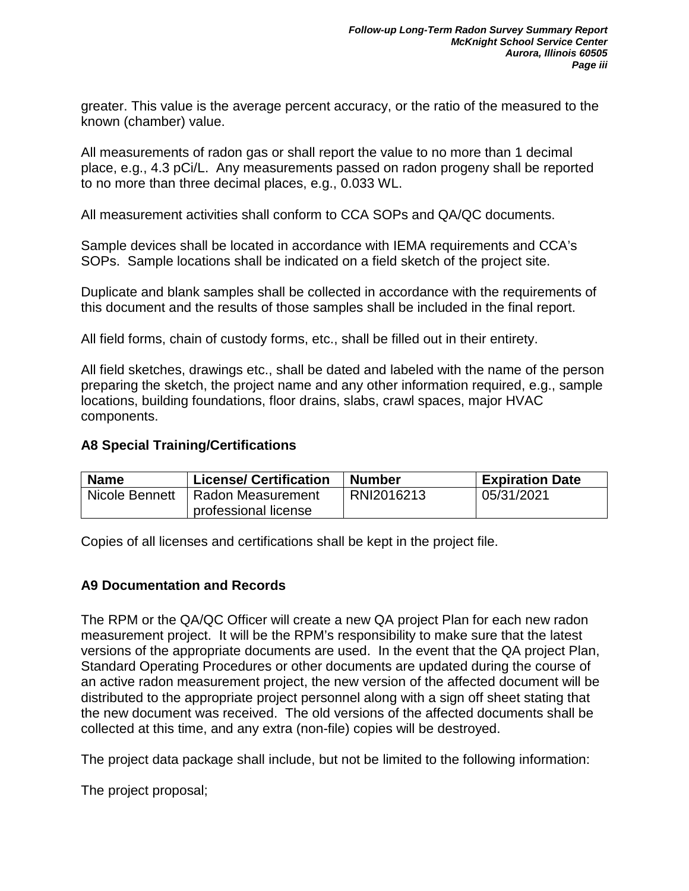greater. This value is the average percent accuracy, or the ratio of the measured to the known (chamber) value.

All measurements of radon gas or shall report the value to no more than 1 decimal place, e.g., 4.3 pCi/L. Any measurements passed on radon progeny shall be reported to no more than three decimal places, e.g., 0.033 WL.

All measurement activities shall conform to CCA SOPs and QA/QC documents.

Sample devices shall be located in accordance with IEMA requirements and CCA's SOPs. Sample locations shall be indicated on a field sketch of the project site.

Duplicate and blank samples shall be collected in accordance with the requirements of this document and the results of those samples shall be included in the final report.

All field forms, chain of custody forms, etc., shall be filled out in their entirety.

All field sketches, drawings etc., shall be dated and labeled with the name of the person preparing the sketch, the project name and any other information required, e.g., sample locations, building foundations, floor drains, slabs, crawl spaces, major HVAC components.

## A8 Special Training/Certifications

| Name | License/ Certification | Number | Expiration Date |
|---|---|---|---|
| Nicole Bennett | Radon Measurement professional license | RNI2016213 | 05/31/2021 |

Copies of all licenses and certifications shall be kept in the project file.

## A9 Documentation and Records

The RPM or the QA/QC Officer will create a new QA project Plan for each new radon measurement project. It will be the RPM's responsibility to make sure that the latest versions of the appropriate documents are used. In the event that the QA project Plan, Standard Operating Procedures or other documents are updated during the course of an active radon measurement project, the new version of the affected document will be distributed to the appropriate project personnel along with a sign off sheet stating that the new document was received. The old versions of the affected documents shall be collected at this time, and any extra (non-file) copies will be destroyed.

The project data package shall include, but not be limited to the following information:

The project proposal;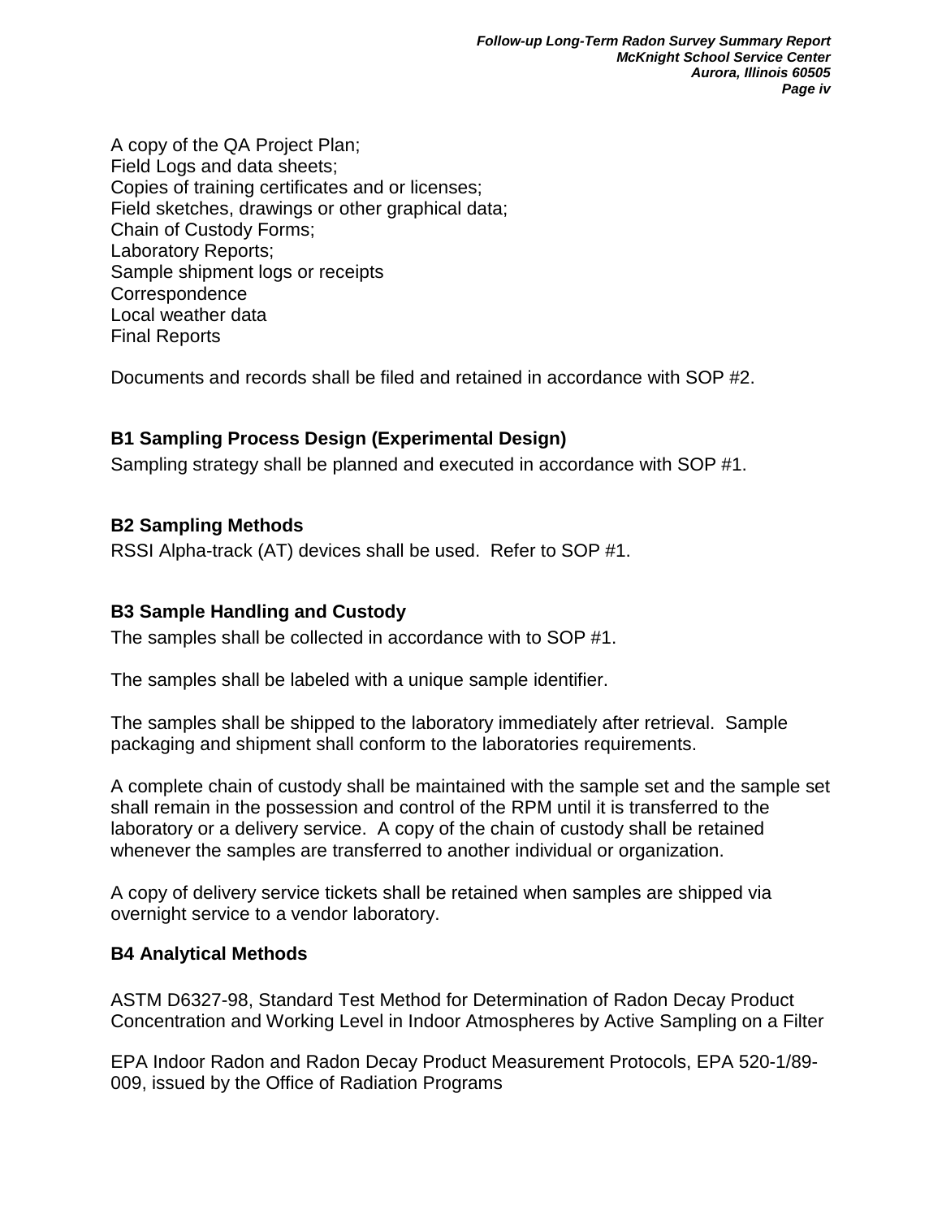A copy of the QA Project Plan;
Field Logs and data sheets;
Copies of training certificates and or licenses;
Field sketches, drawings or other graphical data;
Chain of Custody Forms;
Laboratory Reports;
Sample shipment logs or receipts
Correspondence
Local weather data
Final Reports

Documents and records shall be filed and retained in accordance with SOP #2.

### B1 Sampling Process Design (Experimental Design)

Sampling strategy shall be planned and executed in accordance with SOP #1.

### B2 Sampling Methods

RSSI Alpha-track (AT) devices shall be used. Refer to SOP #1.

### B3 Sample Handling and Custody

The samples shall be collected in accordance with to SOP #1.

The samples shall be labeled with a unique sample identifier.

The samples shall be shipped to the laboratory immediately after retrieval. Sample packaging and shipment shall conform to the laboratories requirements.

A complete chain of custody shall be maintained with the sample set and the sample set shall remain in the possession and control of the RPM until it is transferred to the laboratory or a delivery service. A copy of the chain of custody shall be retained whenever the samples are transferred to another individual or organization.

A copy of delivery service tickets shall be retained when samples are shipped via overnight service to a vendor laboratory.

### B4 Analytical Methods

ASTM D6327-98, Standard Test Method for Determination of Radon Decay Product Concentration and Working Level in Indoor Atmospheres by Active Sampling on a Filter

EPA Indoor Radon and Radon Decay Product Measurement Protocols, EPA 520-1/89-009, issued by the Office of Radiation Programs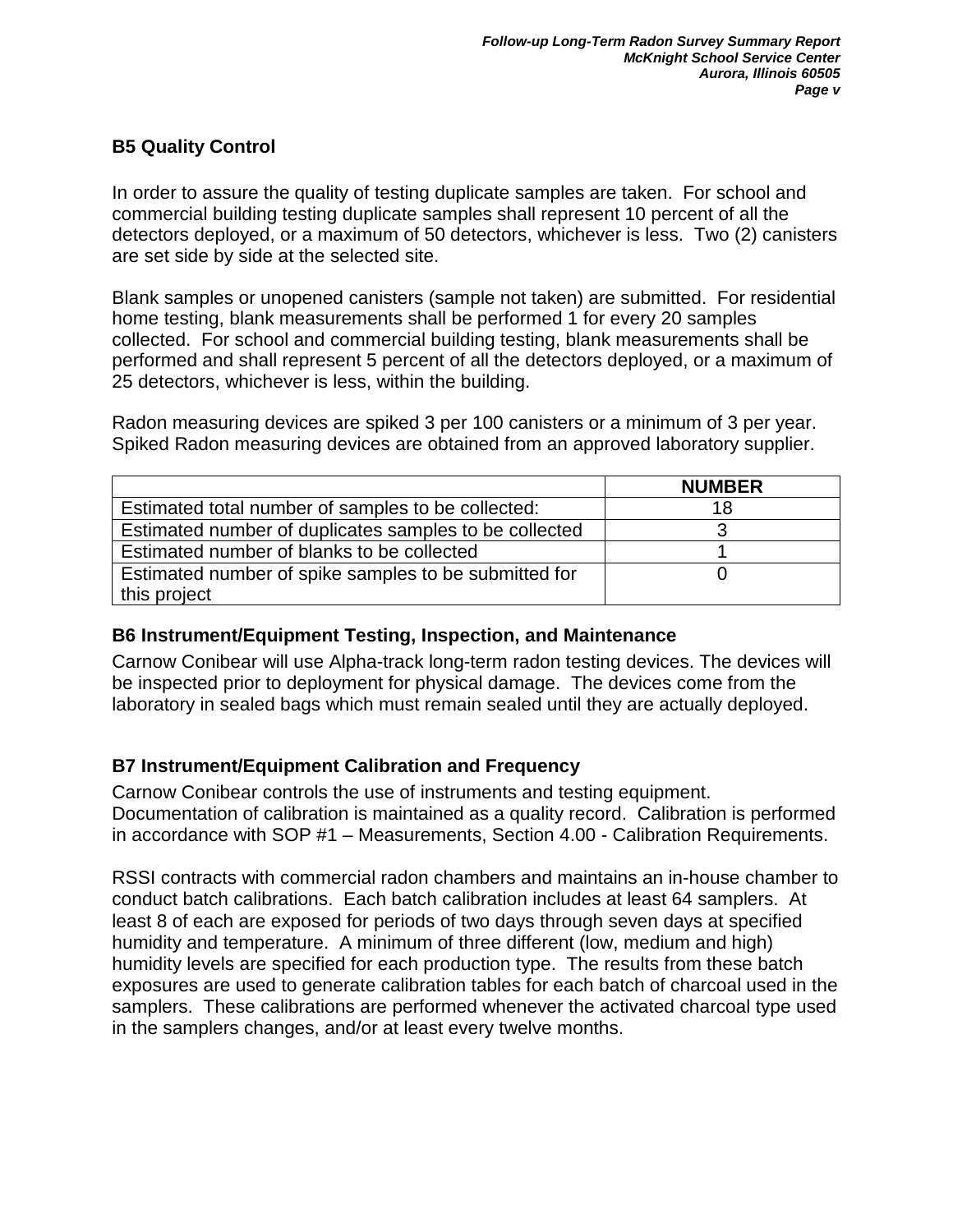## B5 Quality Control

In order to assure the quality of testing duplicate samples are taken. For school and commercial building testing duplicate samples shall represent 10 percent of all the detectors deployed, or a maximum of 50 detectors, whichever is less. Two (2) canisters are set side by side at the selected site.

Blank samples or unopened canisters (sample not taken) are submitted. For residential home testing, blank measurements shall be performed 1 for every 20 samples collected. For school and commercial building testing, blank measurements shall be performed and shall represent 5 percent of all the detectors deployed, or a maximum of 25 detectors, whichever is less, within the building.

Radon measuring devices are spiked 3 per 100 canisters or a minimum of 3 per year. Spiked Radon measuring devices are obtained from an approved laboratory supplier.

| | NUMBER |
|---|---|
| Estimated total number of samples to be collected: | 18 |
| Estimated number of duplicates samples to be collected | 3 |
| Estimated number of blanks to be collected | 1 |
| Estimated number of spike samples to be submitted for this project | 0 |

## B6 Instrument/Equipment Testing, Inspection, and Maintenance

Carnow Conibear will use Alpha-track long-term radon testing devices. The devices will be inspected prior to deployment for physical damage. The devices come from the laboratory in sealed bags which must remain sealed until they are actually deployed.

## B7 Instrument/Equipment Calibration and Frequency

Carnow Conibear controls the use of instruments and testing equipment. Documentation of calibration is maintained as a quality record. Calibration is performed in accordance with SOP #1 – Measurements, Section 4.00 - Calibration Requirements.

RSSI contracts with commercial radon chambers and maintains an in-house chamber to conduct batch calibrations. Each batch calibration includes at least 64 samplers. At least 8 of each are exposed for periods of two days through seven days at specified humidity and temperature. A minimum of three different (low, medium and high) humidity levels are specified for each production type. The results from these batch exposures are used to generate calibration tables for each batch of charcoal used in the samplers. These calibrations are performed whenever the activated charcoal type used in the samplers changes, and/or at least every twelve months.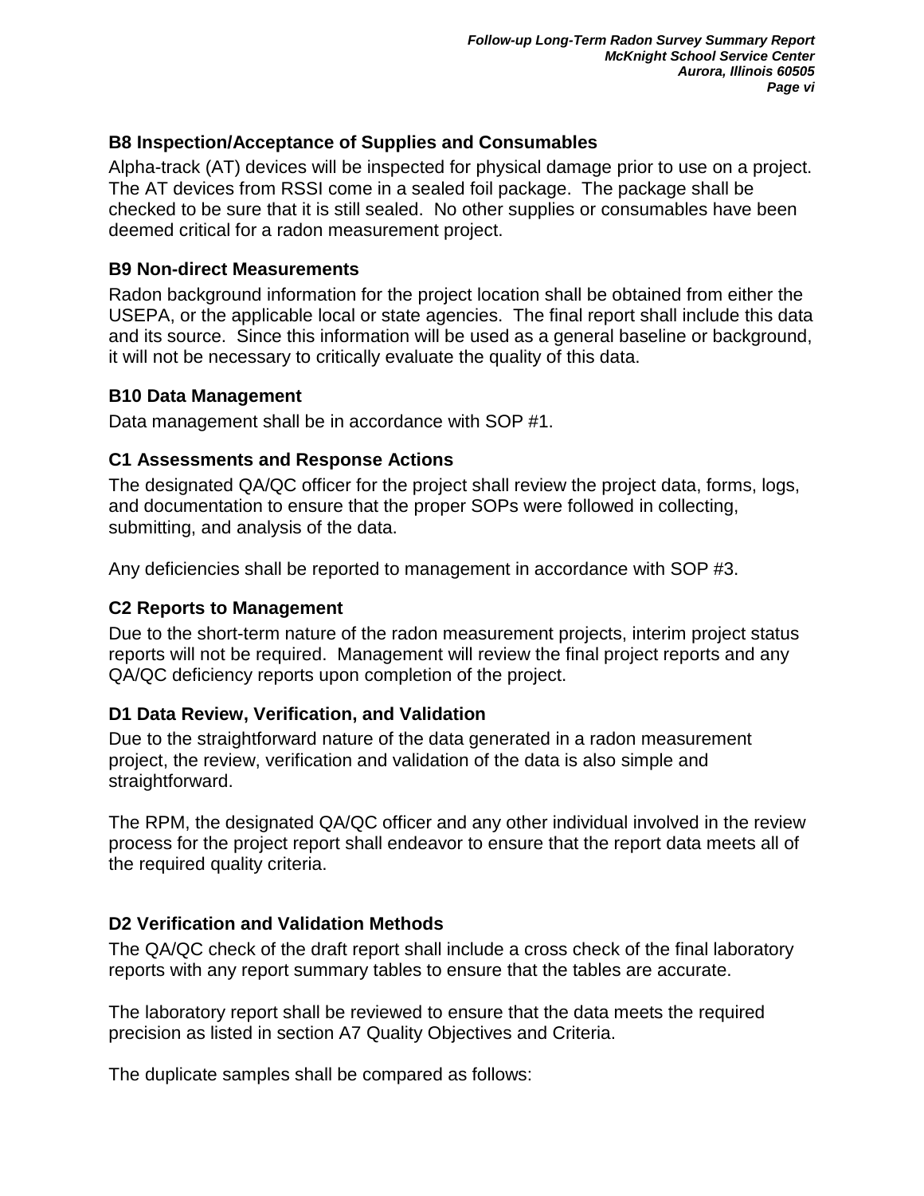### B8 Inspection/Acceptance of Supplies and Consumables

Alpha-track (AT) devices will be inspected for physical damage prior to use on a project. The AT devices from RSSI come in a sealed foil package. The package shall be checked to be sure that it is still sealed. No other supplies or consumables have been deemed critical for a radon measurement project.

### B9 Non-direct Measurements

Radon background information for the project location shall be obtained from either the USEPA, or the applicable local or state agencies. The final report shall include this data and its source. Since this information will be used as a general baseline or background, it will not be necessary to critically evaluate the quality of this data.

### B10 Data Management

Data management shall be in accordance with SOP #1.

### C1 Assessments and Response Actions

The designated QA/QC officer for the project shall review the project data, forms, logs, and documentation to ensure that the proper SOPs were followed in collecting, submitting, and analysis of the data.

Any deficiencies shall be reported to management in accordance with SOP #3.

### C2 Reports to Management

Due to the short-term nature of the radon measurement projects, interim project status reports will not be required. Management will review the final project reports and any QA/QC deficiency reports upon completion of the project.

### D1 Data Review, Verification, and Validation

Due to the straightforward nature of the data generated in a radon measurement project, the review, verification and validation of the data is also simple and straightforward.

The RPM, the designated QA/QC officer and any other individual involved in the review process for the project report shall endeavor to ensure that the report data meets all of the required quality criteria.

### D2 Verification and Validation Methods

The QA/QC check of the draft report shall include a cross check of the final laboratory reports with any report summary tables to ensure that the tables are accurate.

The laboratory report shall be reviewed to ensure that the data meets the required precision as listed in section A7 Quality Objectives and Criteria.

The duplicate samples shall be compared as follows: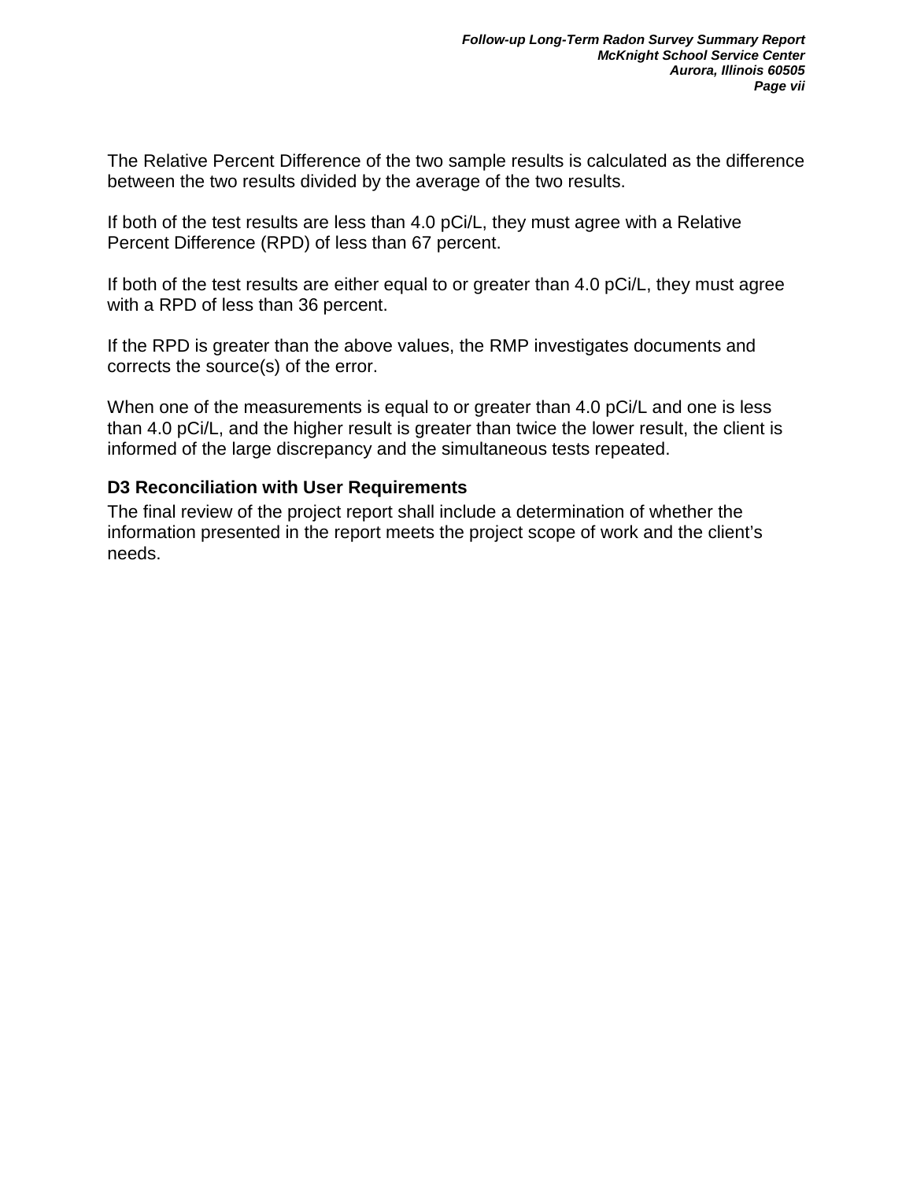The Relative Percent Difference of the two sample results is calculated as the difference between the two results divided by the average of the two results.

If both of the test results are less than 4.0 pCi/L, they must agree with a Relative Percent Difference (RPD) of less than 67 percent.

If both of the test results are either equal to or greater than 4.0 pCi/L, they must agree with a RPD of less than 36 percent.

If the RPD is greater than the above values, the RMP investigates documents and corrects the source(s) of the error.

When one of the measurements is equal to or greater than 4.0 pCi/L and one is less than 4.0 pCi/L, and the higher result is greater than twice the lower result, the client is informed of the large discrepancy and the simultaneous tests repeated.

### D3 Reconciliation with User Requirements

The final review of the project report shall include a determination of whether the information presented in the report meets the project scope of work and the client's needs.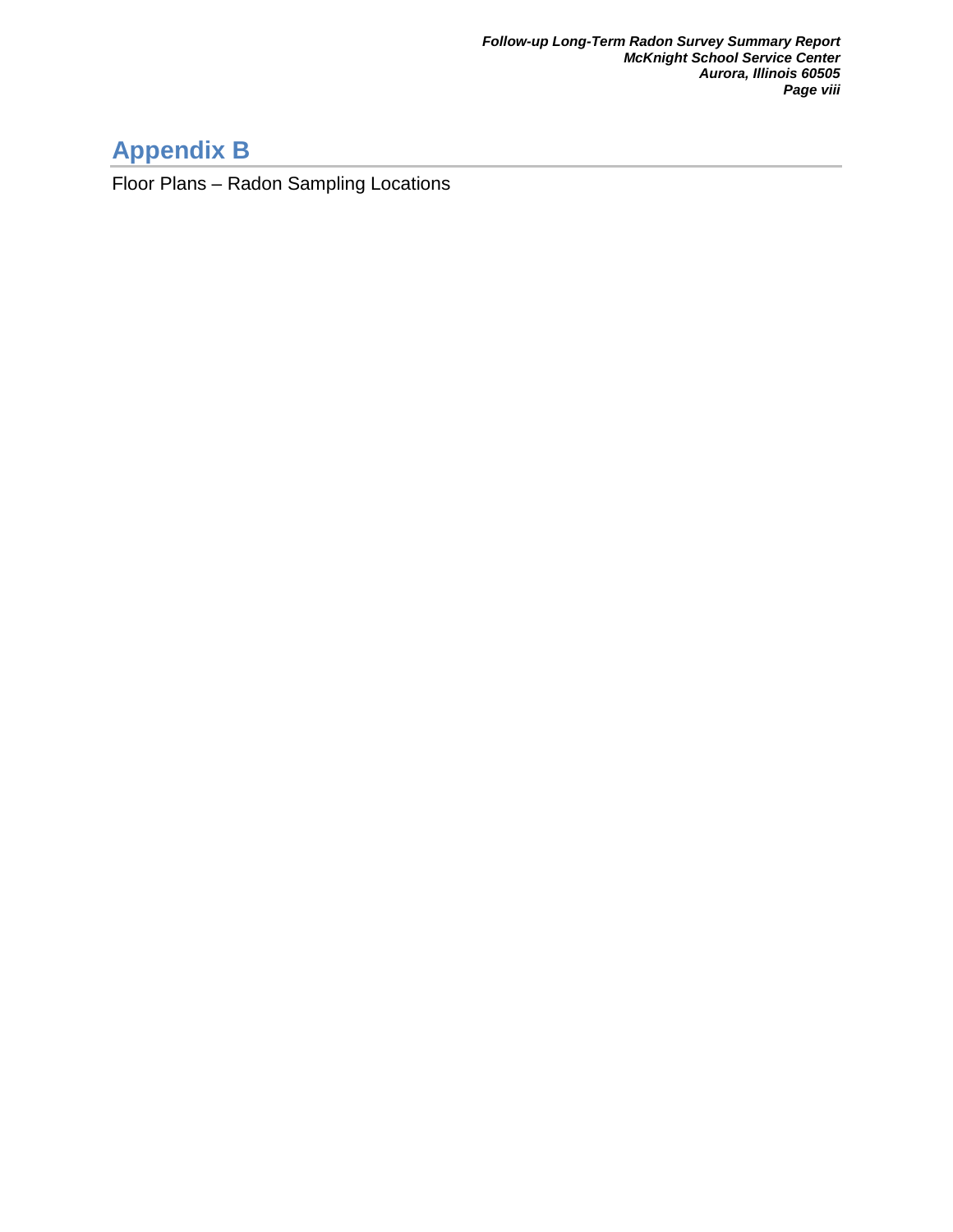# Appendix B

Floor Plans – Radon Sampling Locations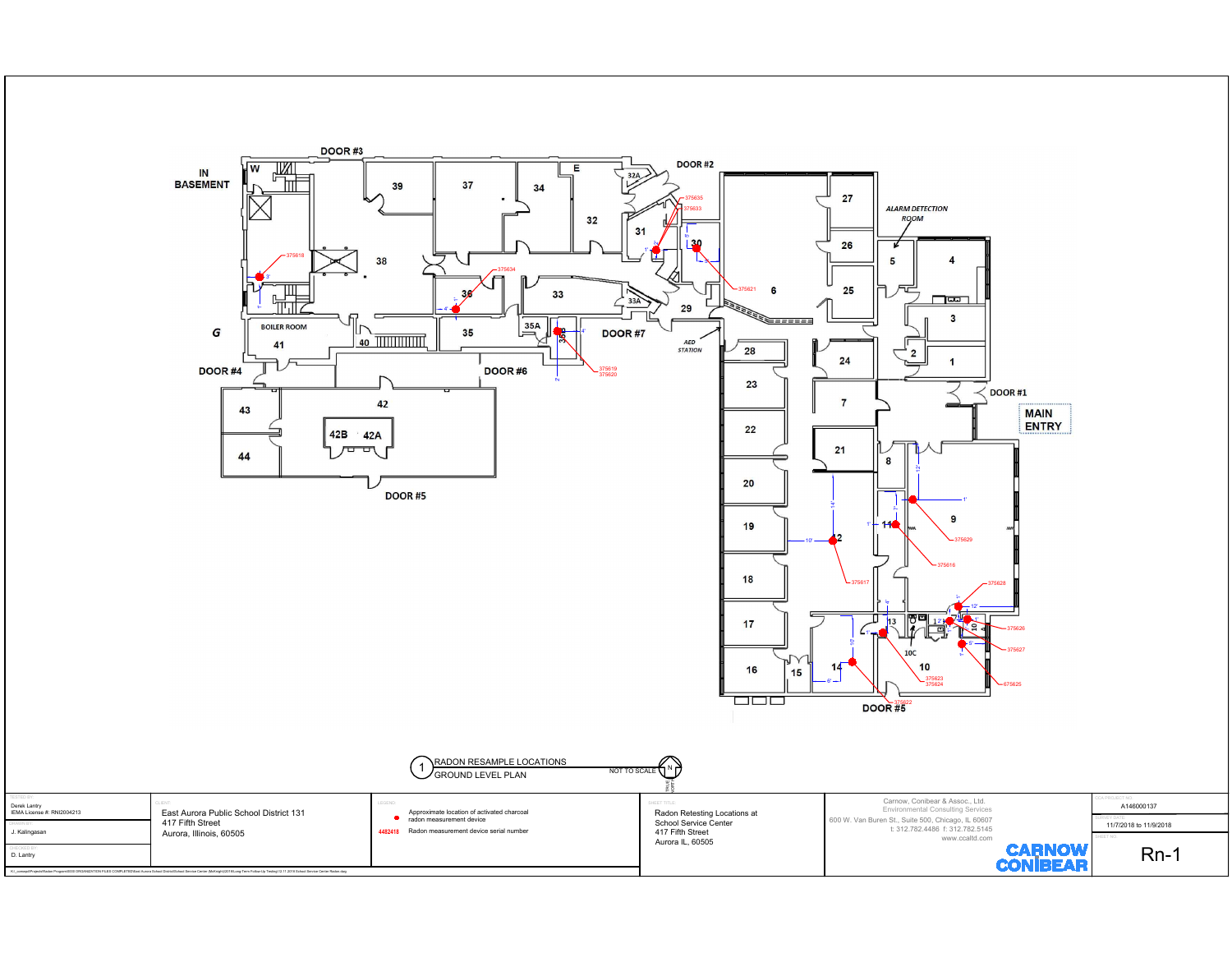IN BASEMENT

DOOR #3

DOOR #2

DOOR #7

DOOR #6

DOOR #4

DOOR #5

DOOR #1

MAIN ENTRY

ALARM DETECTION ROOM

AED STATION

BOILER ROOM

1 RADON RESAMPLE LOCATIONS
GROUND LEVEL PLAN

NOT TO SCALE

| | | | | | |
|---|---|---|---|---|---|
| TESTED BY: Derek Lantry IEMA License #: RNI2004213 | CLIENT: East Aurora Public School District 131, 417 Fifth Street, Aurora, Illinois, 60505 | LEGEND: ● Approximate location of activated charcoal radon measurement device; 4482418 Radon measurement device serial number | SHEET TITLE: Radon Retesting Locations at School Service Center, 417 Fifth Street, Aurora IL, 60505 | Carnow, Conibear & Assoc., Ltd. Environmental Consulting Services, 600 W. Van Buren St., Suite 500, Chicago, IL 60607, t: 312.782.4486 f: 312.782.5145, www.ccaltd.com | CCA PROJECT NO.: A146000137 |
| DRAWN BY: J. Kalingasan | | | | CARNOW CONIBEAR | SURVEY DATE: 11/7/2018 to 11/9/2018 |
| CHECKED BY: D. Lantry | | | | | SHEET NO.: Rn-1 |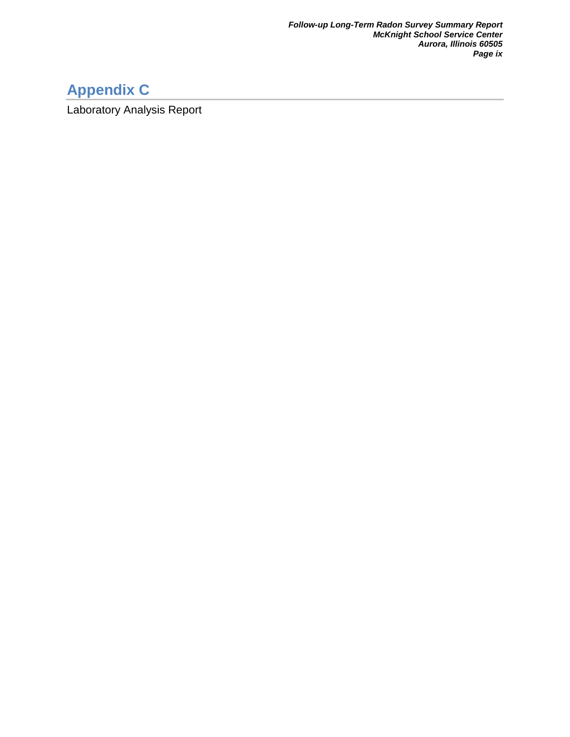# Appendix C

Laboratory Analysis Report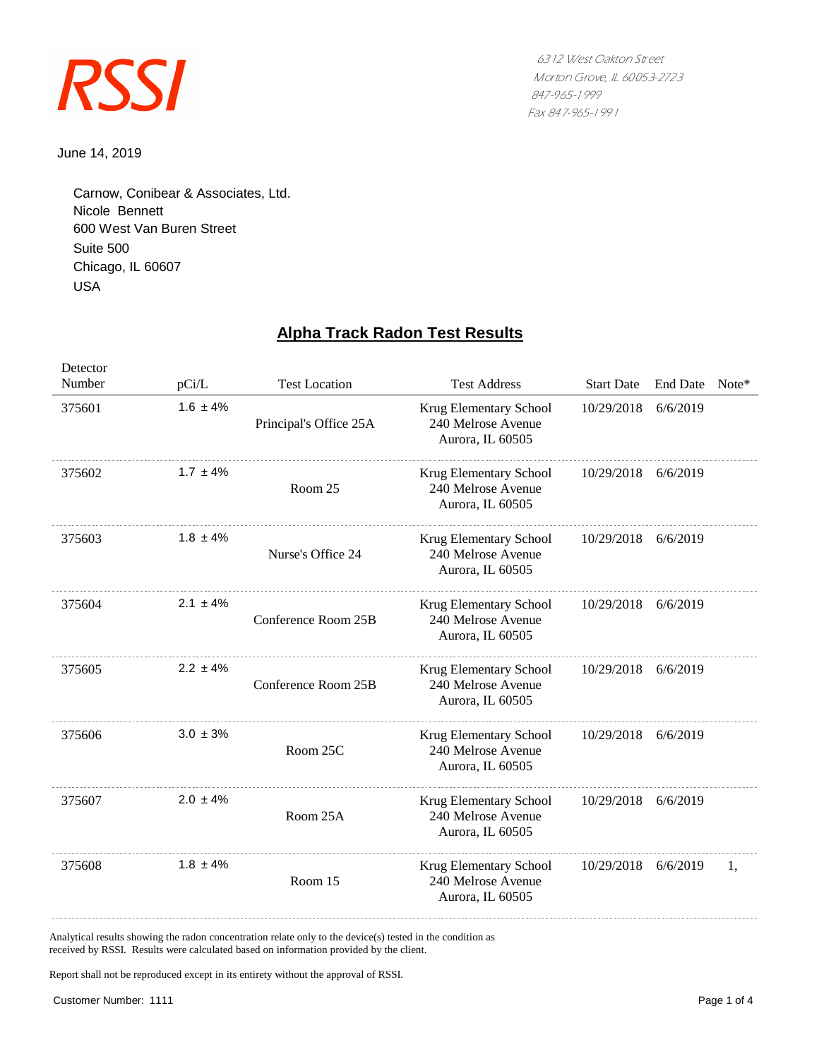RSSI

6312 West Oakton Street
Morton Grove, IL 60053-2723
847-965-1999
Fax 847-965-1991

June 14, 2019

Carnow, Conibear & Associates, Ltd.
Nicole Bennett
600 West Van Buren Street
Suite 500
Chicago, IL 60607
USA

## Alpha Track Radon Test Results

| Detector Number | pCi/L | Test Location | Test Address | Start Date | End Date | Note* |
|---|---|---|---|---|---|---|
| 375601 | 1.6 ± 4% | Principal's Office 25A | Krug Elementary School 240 Melrose Avenue Aurora, IL 60505 | 10/29/2018 | 6/6/2019 | |
| 375602 | 1.7 ± 4% | Room 25 | Krug Elementary School 240 Melrose Avenue Aurora, IL 60505 | 10/29/2018 | 6/6/2019 | |
| 375603 | 1.8 ± 4% | Nurse's Office 24 | Krug Elementary School 240 Melrose Avenue Aurora, IL 60505 | 10/29/2018 | 6/6/2019 | |
| 375604 | 2.1 ± 4% | Conference Room 25B | Krug Elementary School 240 Melrose Avenue Aurora, IL 60505 | 10/29/2018 | 6/6/2019 | |
| 375605 | 2.2 ± 4% | Conference Room 25B | Krug Elementary School 240 Melrose Avenue Aurora, IL 60505 | 10/29/2018 | 6/6/2019 | |
| 375606 | 3.0 ± 3% | Room 25C | Krug Elementary School 240 Melrose Avenue Aurora, IL 60505 | 10/29/2018 | 6/6/2019 | |
| 375607 | 2.0 ± 4% | Room 25A | Krug Elementary School 240 Melrose Avenue Aurora, IL 60505 | 10/29/2018 | 6/6/2019 | |
| 375608 | 1.8 ± 4% | Room 15 | Krug Elementary School 240 Melrose Avenue Aurora, IL 60505 | 10/29/2018 | 6/6/2019 | 1, |

Analytical results showing the radon concentration relate only to the device(s) tested in the condition as received by RSSI. Results were calculated based on information provided by the client.

Report shall not be reproduced except in its entirety without the approval of RSSI.

Customer Number: 1111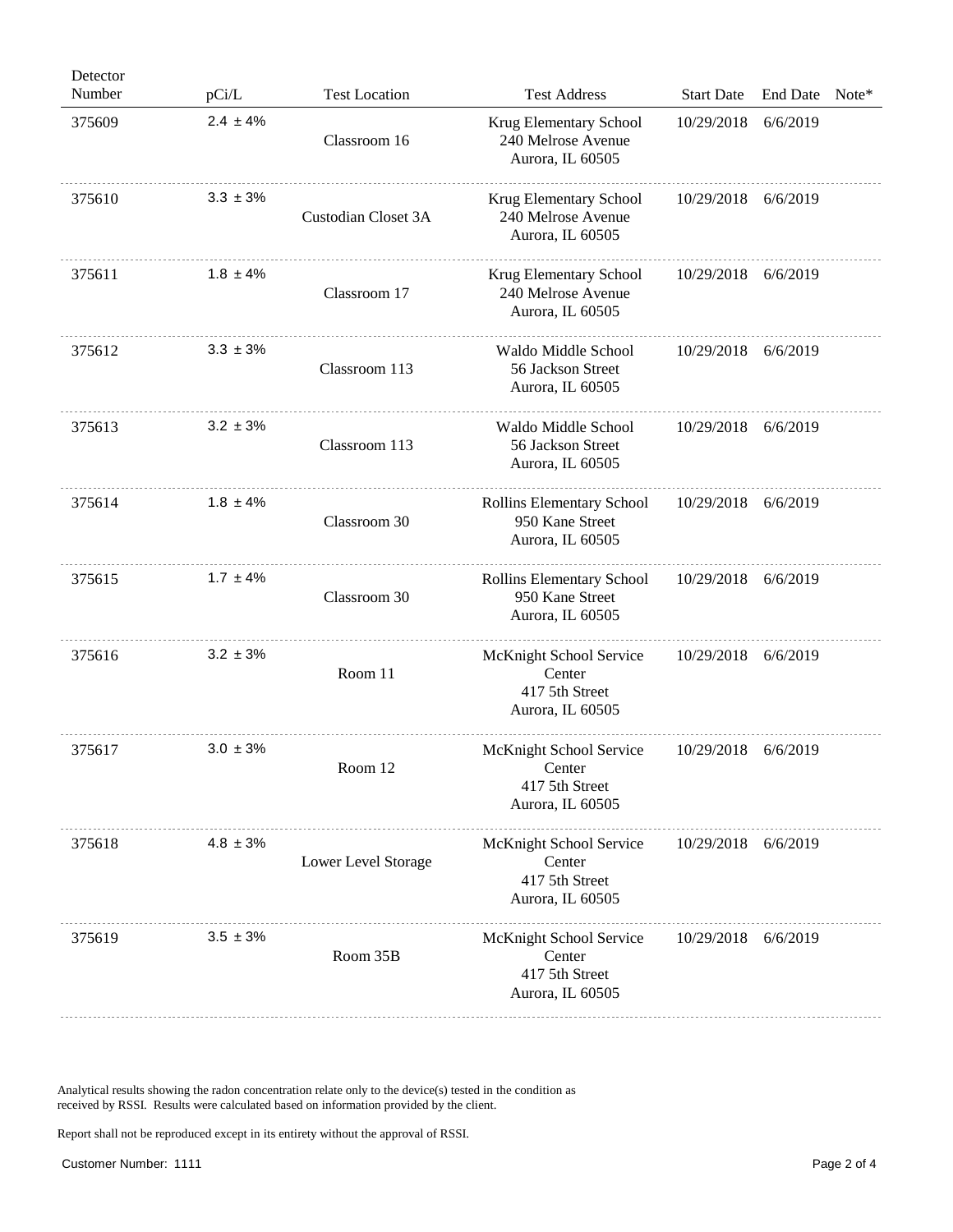| Detector Number | pCi/L | Test Location | Test Address | Start Date | End Date | Note* |
|---|---|---|---|---|---|---|
| 375609 | 2.4 ± 4% | Classroom 16 | Krug Elementary School 240 Melrose Avenue Aurora, IL 60505 | 10/29/2018 | 6/6/2019 | |
| 375610 | 3.3 ± 3% | Custodian Closet 3A | Krug Elementary School 240 Melrose Avenue Aurora, IL 60505 | 10/29/2018 | 6/6/2019 | |
| 375611 | 1.8 ± 4% | Classroom 17 | Krug Elementary School 240 Melrose Avenue Aurora, IL 60505 | 10/29/2018 | 6/6/2019 | |
| 375612 | 3.3 ± 3% | Classroom 113 | Waldo Middle School 56 Jackson Street Aurora, IL 60505 | 10/29/2018 | 6/6/2019 | |
| 375613 | 3.2 ± 3% | Classroom 113 | Waldo Middle School 56 Jackson Street Aurora, IL 60505 | 10/29/2018 | 6/6/2019 | |
| 375614 | 1.8 ± 4% | Classroom 30 | Rollins Elementary School 950 Kane Street Aurora, IL 60505 | 10/29/2018 | 6/6/2019 | |
| 375615 | 1.7 ± 4% | Classroom 30 | Rollins Elementary School 950 Kane Street Aurora, IL 60505 | 10/29/2018 | 6/6/2019 | |
| 375616 | 3.2 ± 3% | Room 11 | McKnight School Service Center 417 5th Street Aurora, IL 60505 | 10/29/2018 | 6/6/2019 | |
| 375617 | 3.0 ± 3% | Room 12 | McKnight School Service Center 417 5th Street Aurora, IL 60505 | 10/29/2018 | 6/6/2019 | |
| 375618 | 4.8 ± 3% | Lower Level Storage | McKnight School Service Center 417 5th Street Aurora, IL 60505 | 10/29/2018 | 6/6/2019 | |
| 375619 | 3.5 ± 3% | Room 35B | McKnight School Service Center 417 5th Street Aurora, IL 60505 | 10/29/2018 | 6/6/2019 | |

Analytical results showing the radon concentration relate only to the device(s) tested in the condition as received by RSSI. Results were calculated based on information provided by the client.

Report shall not be reproduced except in its entirety without the approval of RSSI.

Customer Number: 1111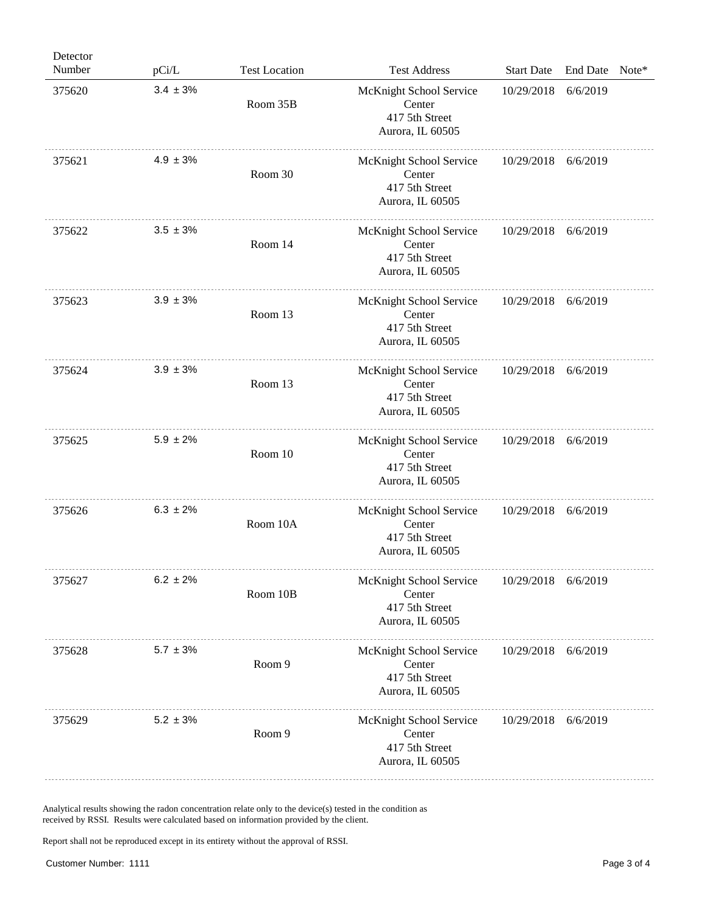| Detector Number | pCi/L | Test Location | Test Address | Start Date | End Date | Note* |
|---|---|---|---|---|---|---|
| 375620 | 3.4 ± 3% | Room 35B | McKnight School Service Center 417 5th Street Aurora, IL 60505 | 10/29/2018 | 6/6/2019 | |
| 375621 | 4.9 ± 3% | Room 30 | McKnight School Service Center 417 5th Street Aurora, IL 60505 | 10/29/2018 | 6/6/2019 | |
| 375622 | 3.5 ± 3% | Room 14 | McKnight School Service Center 417 5th Street Aurora, IL 60505 | 10/29/2018 | 6/6/2019 | |
| 375623 | 3.9 ± 3% | Room 13 | McKnight School Service Center 417 5th Street Aurora, IL 60505 | 10/29/2018 | 6/6/2019 | |
| 375624 | 3.9 ± 3% | Room 13 | McKnight School Service Center 417 5th Street Aurora, IL 60505 | 10/29/2018 | 6/6/2019 | |
| 375625 | 5.9 ± 2% | Room 10 | McKnight School Service Center 417 5th Street Aurora, IL 60505 | 10/29/2018 | 6/6/2019 | |
| 375626 | 6.3 ± 2% | Room 10A | McKnight School Service Center 417 5th Street Aurora, IL 60505 | 10/29/2018 | 6/6/2019 | |
| 375627 | 6.2 ± 2% | Room 10B | McKnight School Service Center 417 5th Street Aurora, IL 60505 | 10/29/2018 | 6/6/2019 | |
| 375628 | 5.7 ± 3% | Room 9 | McKnight School Service Center 417 5th Street Aurora, IL 60505 | 10/29/2018 | 6/6/2019 | |
| 375629 | 5.2 ± 3% | Room 9 | McKnight School Service Center 417 5th Street Aurora, IL 60505 | 10/29/2018 | 6/6/2019 | |

Analytical results showing the radon concentration relate only to the device(s) tested in the condition as received by RSSI. Results were calculated based on information provided by the client.

Report shall not be reproduced except in its entirety without the approval of RSSI.

Customer Number: 1111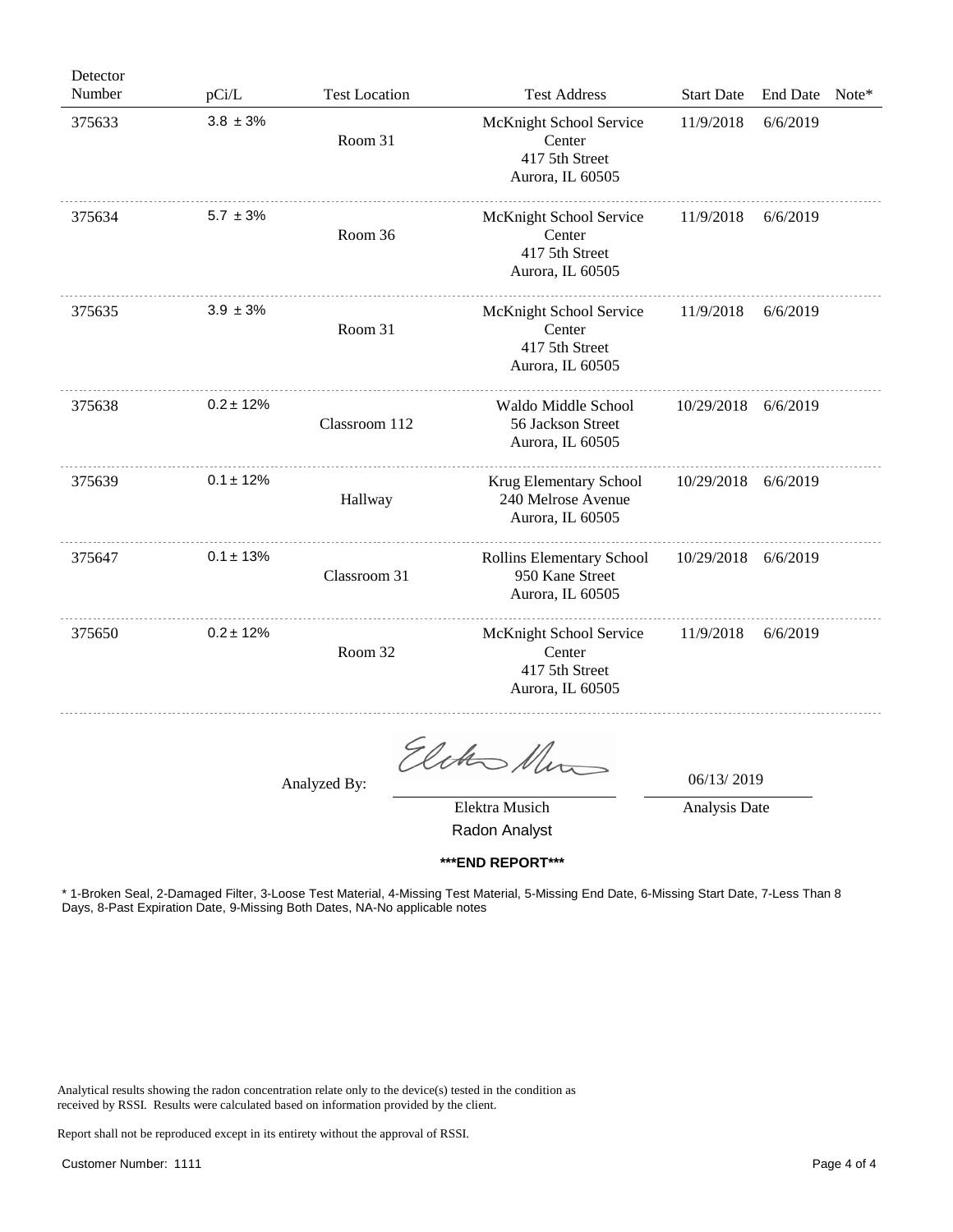| Detector Number | pCi/L | Test Location | Test Address | Start Date | End Date | Note* |
|---|---|---|---|---|---|---|
| 375633 | 3.8 ± 3% | Room 31 | McKnight School Service Center 417 5th Street Aurora, IL 60505 | 11/9/2018 | 6/6/2019 | |
| 375634 | 5.7 ± 3% | Room 36 | McKnight School Service Center 417 5th Street Aurora, IL 60505 | 11/9/2018 | 6/6/2019 | |
| 375635 | 3.9 ± 3% | Room 31 | McKnight School Service Center 417 5th Street Aurora, IL 60505 | 11/9/2018 | 6/6/2019 | |
| 375638 | 0.2 ± 12% | Classroom 112 | Waldo Middle School 56 Jackson Street Aurora, IL 60505 | 10/29/2018 | 6/6/2019 | |
| 375639 | 0.1 ± 12% | Hallway | Krug Elementary School 240 Melrose Avenue Aurora, IL 60505 | 10/29/2018 | 6/6/2019 | |
| 375647 | 0.1 ± 13% | Classroom 31 | Rollins Elementary School 950 Kane Street Aurora, IL 60505 | 10/29/2018 | 6/6/2019 | |
| 375650 | 0.2 ± 12% | Room 32 | McKnight School Service Center 417 5th Street Aurora, IL 60505 | 11/9/2018 | 6/6/2019 | |

Analyzed By: Elektra Musich, Radon Analyst

Analysis Date: 06/13/ 2019

**\*\*\*END REPORT\*\*\***

\* 1-Broken Seal, 2-Damaged Filter, 3-Loose Test Material, 4-Missing Test Material, 5-Missing End Date, 6-Missing Start Date, 7-Less Than 8 Days, 8-Past Expiration Date, 9-Missing Both Dates, NA-No applicable notes

Analytical results showing the radon concentration relate only to the device(s) tested in the condition as received by RSSI. Results were calculated based on information provided by the client.

Report shall not be reproduced except in its entirety without the approval of RSSI.

Customer Number: 1111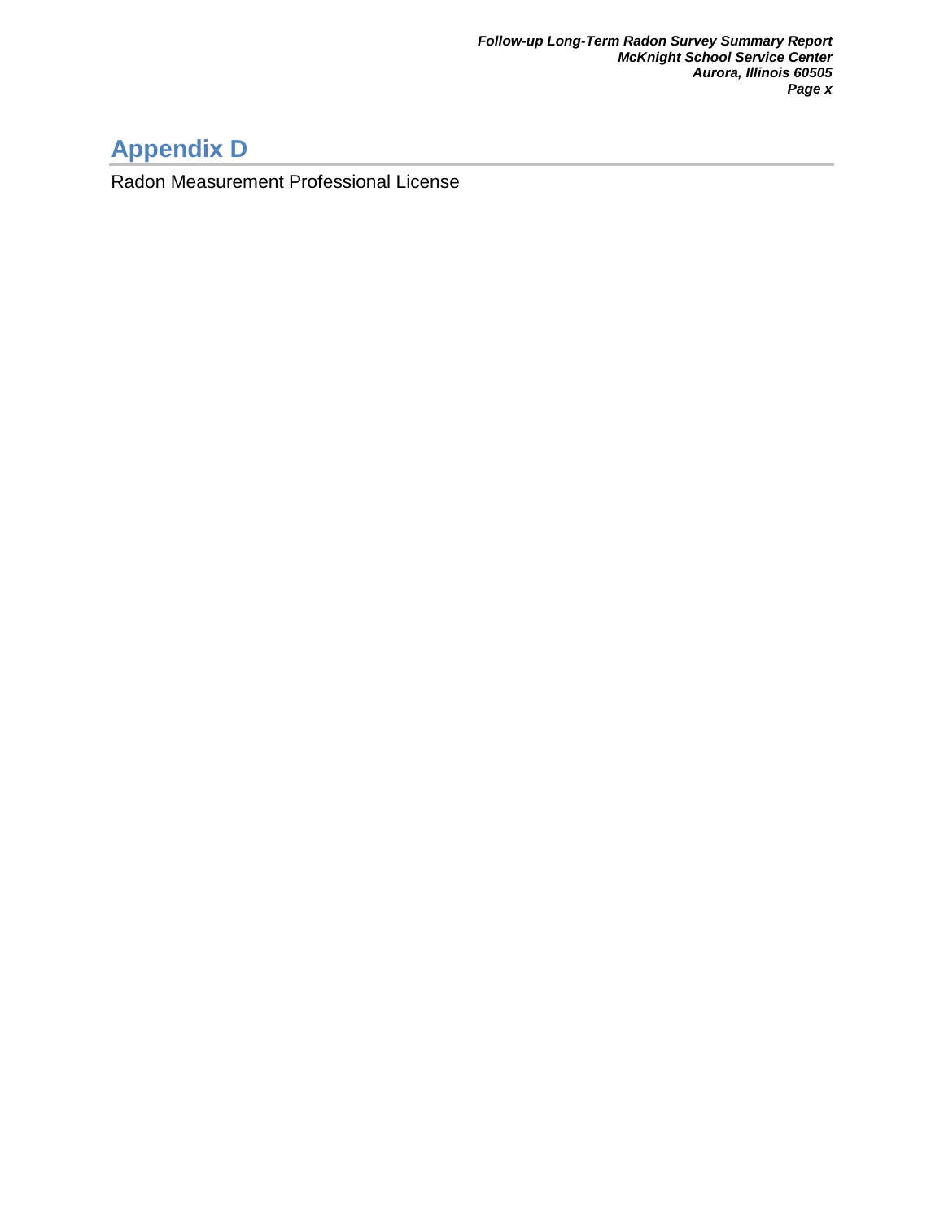# Appendix D

Radon Measurement Professional License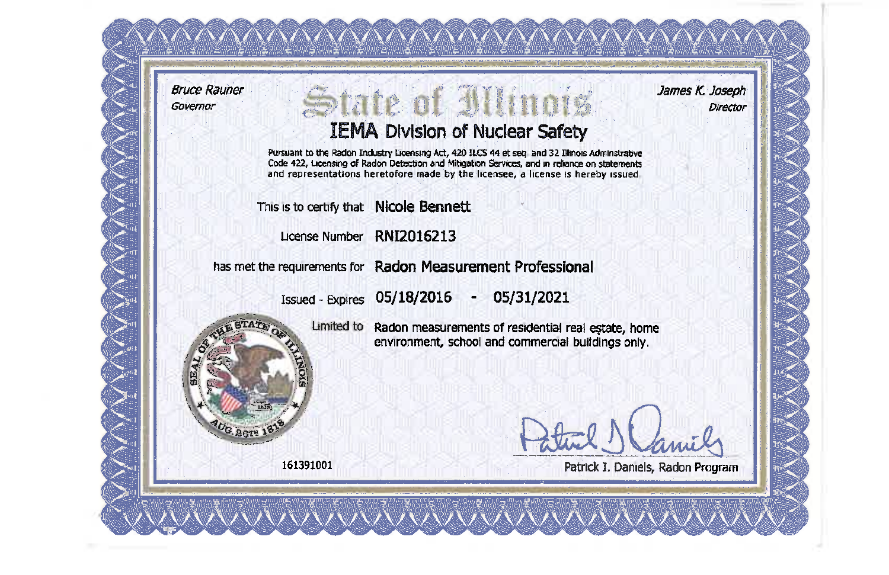*Bruce Rauner*
*Governor*

*James K. Joseph*
*Director*

# State of Illinois

## IEMA Division of Nuclear Safety

Pursuant to the Radon Industry Licensing Act, 420 ILCS 44 et seq and 32 Illinois Administrative Code 422, Licensing of Radon Detection and Mitigation Services, and in reliance on statements and representations heretofore made by the licensee, a license is hereby issued

This is to certify that **Nicole Bennett**

License Number **RNI2016213**

has met the requirements for **Radon Measurement Professional**

Issued - Expires **05/18/2016 - 05/31/2021**

Limited to Radon measurements of residential real estate, home environment, school and commercial buildings only.

SEAL OF THE STATE OF ILLINOIS AUG. 26TH 1818

161391001

Patrick I. Daniels, Radon Program